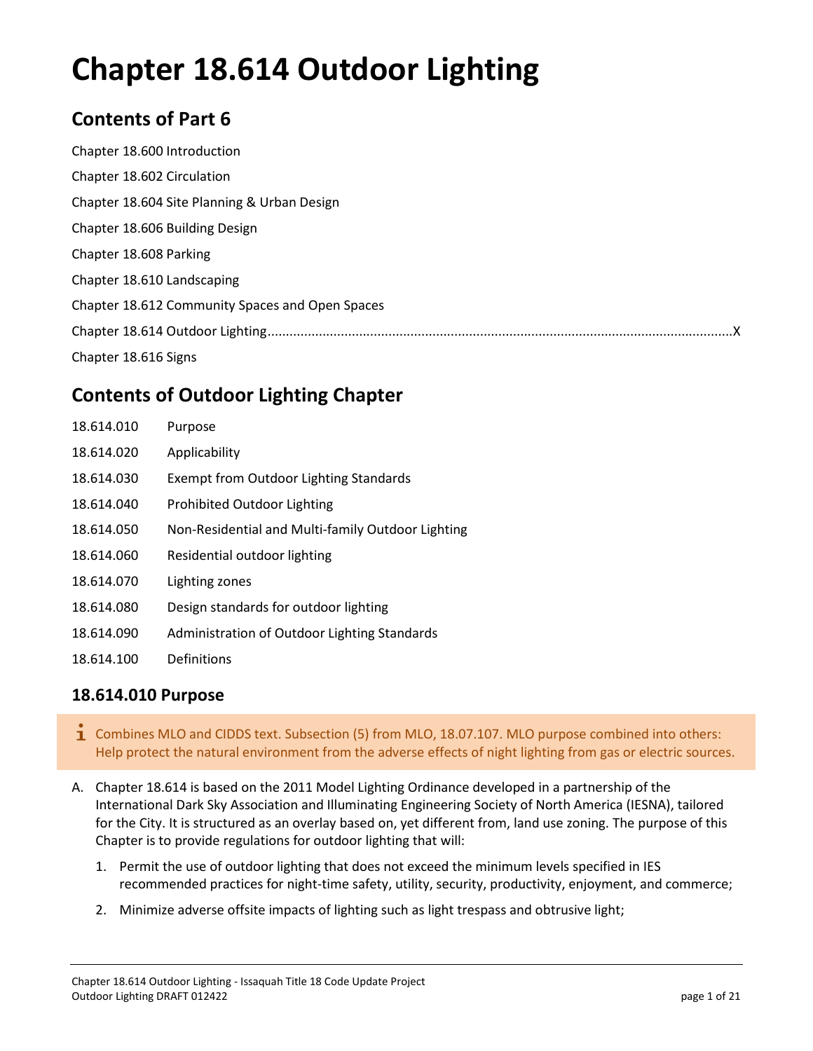# Chapter 18.614 Outdoor Lighting

## Contents of Part 6

Chapter 18.600 Introduction

Chapter 18.602 Circulation

Chapter 18.604 Site Planning & Urban Design

Chapter 18.606 Building Design

Chapter 18.608 Parking

Chapter 18.610 Landscaping

Chapter 18.612 Community Spaces and Open Spaces

Chapter 18.614 Outdoor Lighting..........................................................................................................................X

Chapter 18.616 Signs

## Contents of Outdoor Lighting Chapter

| | |
|---|---|
| 18.614.010 | Purpose |
| 18.614.020 | Applicability |
| 18.614.030 | Exempt from Outdoor Lighting Standards |
| 18.614.040 | Prohibited Outdoor Lighting |
| 18.614.050 | Non-Residential and Multi-family Outdoor Lighting |
| 18.614.060 | Residential outdoor lighting |
| 18.614.070 | Lighting zones |
| 18.614.080 | Design standards for outdoor lighting |
| 18.614.090 | Administration of Outdoor Lighting Standards |
| 18.614.100 | Definitions |

### 18.614.010 Purpose

> Combines MLO and CIDDS text. Subsection (5) from MLO, 18.07.107. MLO purpose combined into others: Help protect the natural environment from the adverse effects of night lighting from gas or electric sources.

A. Chapter 18.614 is based on the 2011 Model Lighting Ordinance developed in a partnership of the International Dark Sky Association and Illuminating Engineering Society of North America (IESNA), tailored for the City. It is structured as an overlay based on, yet different from, land use zoning. The purpose of this Chapter is to provide regulations for outdoor lighting that will:

   1. Permit the use of outdoor lighting that does not exceed the minimum levels specified in IES recommended practices for night-time safety, utility, security, productivity, enjoyment, and commerce;

   2. Minimize adverse offsite impacts of lighting such as light trespass and obtrusive light;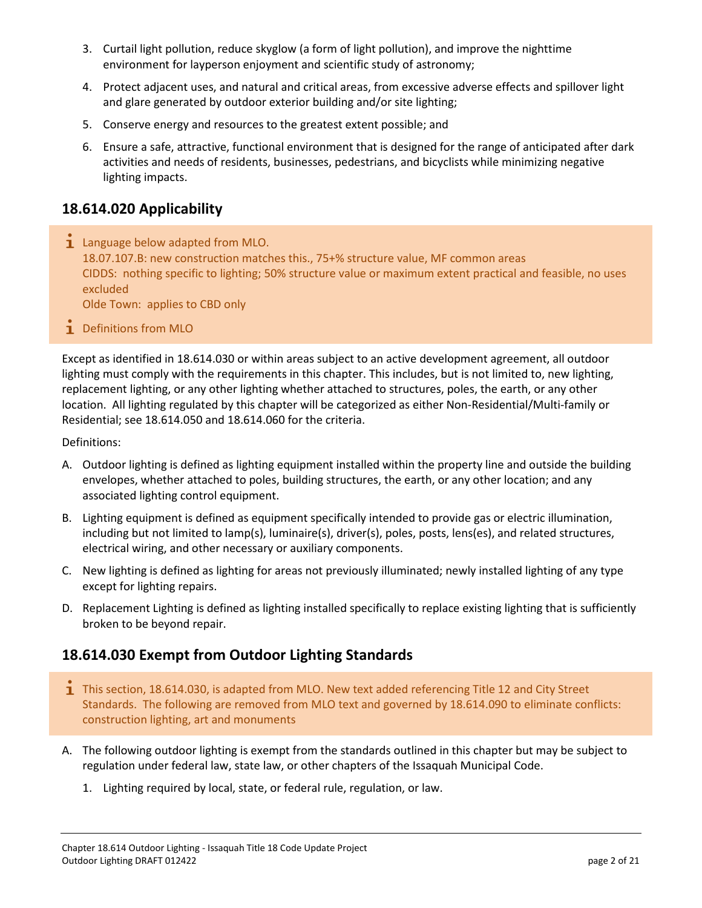3. Curtail light pollution, reduce skyglow (a form of light pollution), and improve the nighttime environment for layperson enjoyment and scientific study of astronomy;
4. Protect adjacent uses, and natural and critical areas, from excessive adverse effects and spillover light and glare generated by outdoor exterior building and/or site lighting;
5. Conserve energy and resources to the greatest extent possible; and
6. Ensure a safe, attractive, functional environment that is designed for the range of anticipated after dark activities and needs of residents, businesses, pedestrians, and bicyclists while minimizing negative lighting impacts.

## 18.614.020 Applicability

> Language below adapted from MLO.
> 18.07.107.B: new construction matches this., 75+% structure value, MF common areas
> CIDDS: nothing specific to lighting; 50% structure value or maximum extent practical and feasible, no uses excluded
> Olde Town: applies to CBD only
>
> Definitions from MLO

Except as identified in 18.614.030 or within areas subject to an active development agreement, all outdoor lighting must comply with the requirements in this chapter. This includes, but is not limited to, new lighting, replacement lighting, or any other lighting whether attached to structures, poles, the earth, or any other location. All lighting regulated by this chapter will be categorized as either Non-Residential/Multi-family or Residential; see 18.614.050 and 18.614.060 for the criteria.

Definitions:

A. Outdoor lighting is defined as lighting equipment installed within the property line and outside the building envelopes, whether attached to poles, building structures, the earth, or any other location; and any associated lighting control equipment.

B. Lighting equipment is defined as equipment specifically intended to provide gas or electric illumination, including but not limited to lamp(s), luminaire(s), driver(s), poles, posts, lens(es), and related structures, electrical wiring, and other necessary or auxiliary components.

C. New lighting is defined as lighting for areas not previously illuminated; newly installed lighting of any type except for lighting repairs.

D. Replacement Lighting is defined as lighting installed specifically to replace existing lighting that is sufficiently broken to be beyond repair.

## 18.614.030 Exempt from Outdoor Lighting Standards

> This section, 18.614.030, is adapted from MLO. New text added referencing Title 12 and City Street Standards. The following are removed from MLO text and governed by 18.614.090 to eliminate conflicts: construction lighting, art and monuments

A. The following outdoor lighting is exempt from the standards outlined in this chapter but may be subject to regulation under federal law, state law, or other chapters of the Issaquah Municipal Code.

   1. Lighting required by local, state, or federal rule, regulation, or law.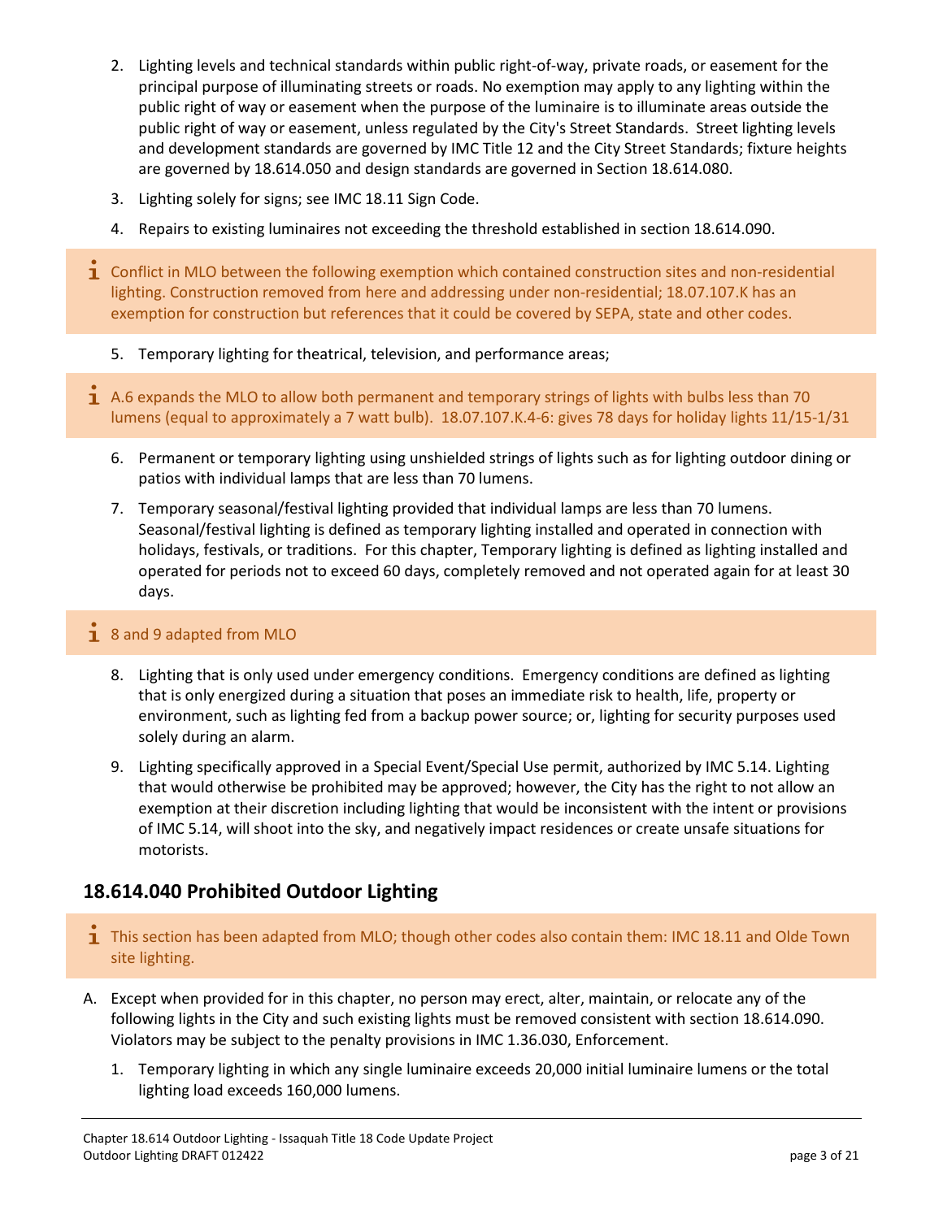2. Lighting levels and technical standards within public right-of-way, private roads, or easement for the principal purpose of illuminating streets or roads. No exemption may apply to any lighting within the public right of way or easement when the purpose of the luminaire is to illuminate areas outside the public right of way or easement, unless regulated by the City's Street Standards. Street lighting levels and development standards are governed by IMC Title 12 and the City Street Standards; fixture heights are governed by 18.614.050 and design standards are governed in Section 18.614.080.
3. Lighting solely for signs; see IMC 18.11 Sign Code.
4. Repairs to existing luminaires not exceeding the threshold established in section 18.614.090.

> Conflict in MLO between the following exemption which contained construction sites and non-residential lighting. Construction removed from here and addressing under non-residential; 18.07.107.K has an exemption for construction but references that it could be covered by SEPA, state and other codes.

5. Temporary lighting for theatrical, television, and performance areas;

> A.6 expands the MLO to allow both permanent and temporary strings of lights with bulbs less than 70 lumens (equal to approximately a 7 watt bulb). 18.07.107.K.4-6: gives 78 days for holiday lights 11/15-1/31

6. Permanent or temporary lighting using unshielded strings of lights such as for lighting outdoor dining or patios with individual lamps that are less than 70 lumens.
7. Temporary seasonal/festival lighting provided that individual lamps are less than 70 lumens. Seasonal/festival lighting is defined as temporary lighting installed and operated in connection with holidays, festivals, or traditions. For this chapter, Temporary lighting is defined as lighting installed and operated for periods not to exceed 60 days, completely removed and not operated again for at least 30 days.

> 8 and 9 adapted from MLO

8. Lighting that is only used under emergency conditions. Emergency conditions are defined as lighting that is only energized during a situation that poses an immediate risk to health, life, property or environment, such as lighting fed from a backup power source; or, lighting for security purposes used solely during an alarm.
9. Lighting specifically approved in a Special Event/Special Use permit, authorized by IMC 5.14. Lighting that would otherwise be prohibited may be approved; however, the City has the right to not allow an exemption at their discretion including lighting that would be inconsistent with the intent or provisions of IMC 5.14, will shoot into the sky, and negatively impact residences or create unsafe situations for motorists.

## 18.614.040 Prohibited Outdoor Lighting

> This section has been adapted from MLO; though other codes also contain them: IMC 18.11 and Olde Town site lighting.

A. Except when provided for in this chapter, no person may erect, alter, maintain, or relocate any of the following lights in the City and such existing lights must be removed consistent with section 18.614.090. Violators may be subject to the penalty provisions in IMC 1.36.030, Enforcement.
   1. Temporary lighting in which any single luminaire exceeds 20,000 initial luminaire lumens or the total lighting load exceeds 160,000 lumens.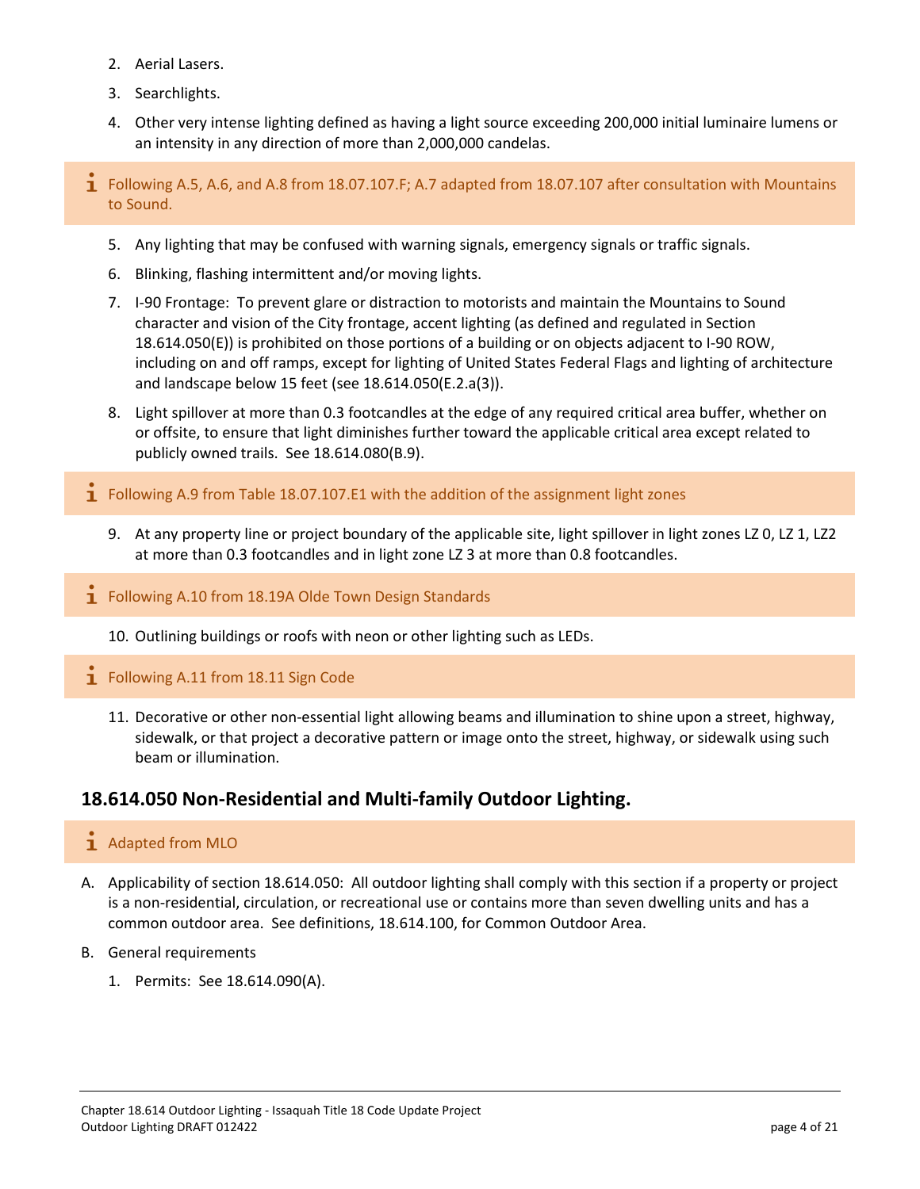2. Aerial Lasers.
3. Searchlights.
4. Other very intense lighting defined as having a light source exceeding 200,000 initial luminaire lumens or an intensity in any direction of more than 2,000,000 candelas.

> ℹ Following A.5, A.6, and A.8 from 18.07.107.F; A.7 adapted from 18.07.107 after consultation with Mountains to Sound.

5. Any lighting that may be confused with warning signals, emergency signals or traffic signals.
6. Blinking, flashing intermittent and/or moving lights.
7. I-90 Frontage: To prevent glare or distraction to motorists and maintain the Mountains to Sound character and vision of the City frontage, accent lighting (as defined and regulated in Section 18.614.050(E)) is prohibited on those portions of a building or on objects adjacent to I-90 ROW, including on and off ramps, except for lighting of United States Federal Flags and lighting of architecture and landscape below 15 feet (see 18.614.050(E.2.a(3)).
8. Light spillover at more than 0.3 footcandles at the edge of any required critical area buffer, whether on or offsite, to ensure that light diminishes further toward the applicable critical area except related to publicly owned trails. See 18.614.080(B.9).

> ℹ Following A.9 from Table 18.07.107.E1 with the addition of the assignment light zones

9. At any property line or project boundary of the applicable site, light spillover in light zones LZ 0, LZ 1, LZ2 at more than 0.3 footcandles and in light zone LZ 3 at more than 0.8 footcandles.

> ℹ Following A.10 from 18.19A Olde Town Design Standards

10. Outlining buildings or roofs with neon or other lighting such as LEDs.

> ℹ Following A.11 from 18.11 Sign Code

11. Decorative or other non-essential light allowing beams and illumination to shine upon a street, highway, sidewalk, or that project a decorative pattern or image onto the street, highway, or sidewalk using such beam or illumination.

## 18.614.050 Non-Residential and Multi-family Outdoor Lighting.

> ℹ Adapted from MLO

A. Applicability of section 18.614.050: All outdoor lighting shall comply with this section if a property or project is a non-residential, circulation, or recreational use or contains more than seven dwelling units and has a common outdoor area. See definitions, 18.614.100, for Common Outdoor Area.

B. General requirements

   1. Permits: See 18.614.090(A).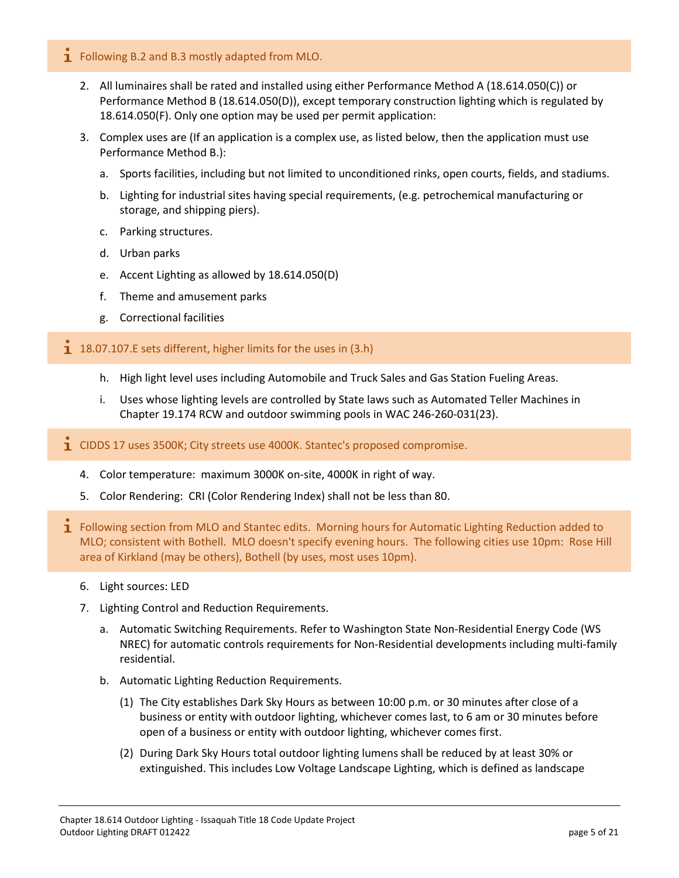ℹ Following B.2 and B.3 mostly adapted from MLO.

2. All luminaires shall be rated and installed using either Performance Method A (18.614.050(C)) or Performance Method B (18.614.050(D)), except temporary construction lighting which is regulated by 18.614.050(F). Only one option may be used per permit application:

3. Complex uses are (If an application is a complex use, as listed below, then the application must use Performance Method B.):

   a. Sports facilities, including but not limited to unconditioned rinks, open courts, fields, and stadiums.

   b. Lighting for industrial sites having special requirements, (e.g. petrochemical manufacturing or storage, and shipping piers).

   c. Parking structures.

   d. Urban parks

   e. Accent Lighting as allowed by 18.614.050(D)

   f. Theme and amusement parks

   g. Correctional facilities

ℹ 18.07.107.E sets different, higher limits for the uses in (3.h)

   h. High light level uses including Automobile and Truck Sales and Gas Station Fueling Areas.

   i. Uses whose lighting levels are controlled by State laws such as Automated Teller Machines in Chapter 19.174 RCW and outdoor swimming pools in WAC 246-260-031(23).

ℹ CIDDS 17 uses 3500K; City streets use 4000K. Stantec's proposed compromise.

4. Color temperature: maximum 3000K on-site, 4000K in right of way.

5. Color Rendering: CRI (Color Rendering Index) shall not be less than 80.

ℹ Following section from MLO and Stantec edits. Morning hours for Automatic Lighting Reduction added to MLO; consistent with Bothell. MLO doesn't specify evening hours. The following cities use 10pm: Rose Hill area of Kirkland (may be others), Bothell (by uses, most uses 10pm).

6. Light sources: LED

7. Lighting Control and Reduction Requirements.

   a. Automatic Switching Requirements. Refer to Washington State Non-Residential Energy Code (WS NREC) for automatic controls requirements for Non-Residential developments including multi-family residential.

   b. Automatic Lighting Reduction Requirements.

      (1) The City establishes Dark Sky Hours as between 10:00 p.m. or 30 minutes after close of a business or entity with outdoor lighting, whichever comes last, to 6 am or 30 minutes before open of a business or entity with outdoor lighting, whichever comes first.

      (2) During Dark Sky Hours total outdoor lighting lumens shall be reduced by at least 30% or extinguished. This includes Low Voltage Landscape Lighting, which is defined as landscape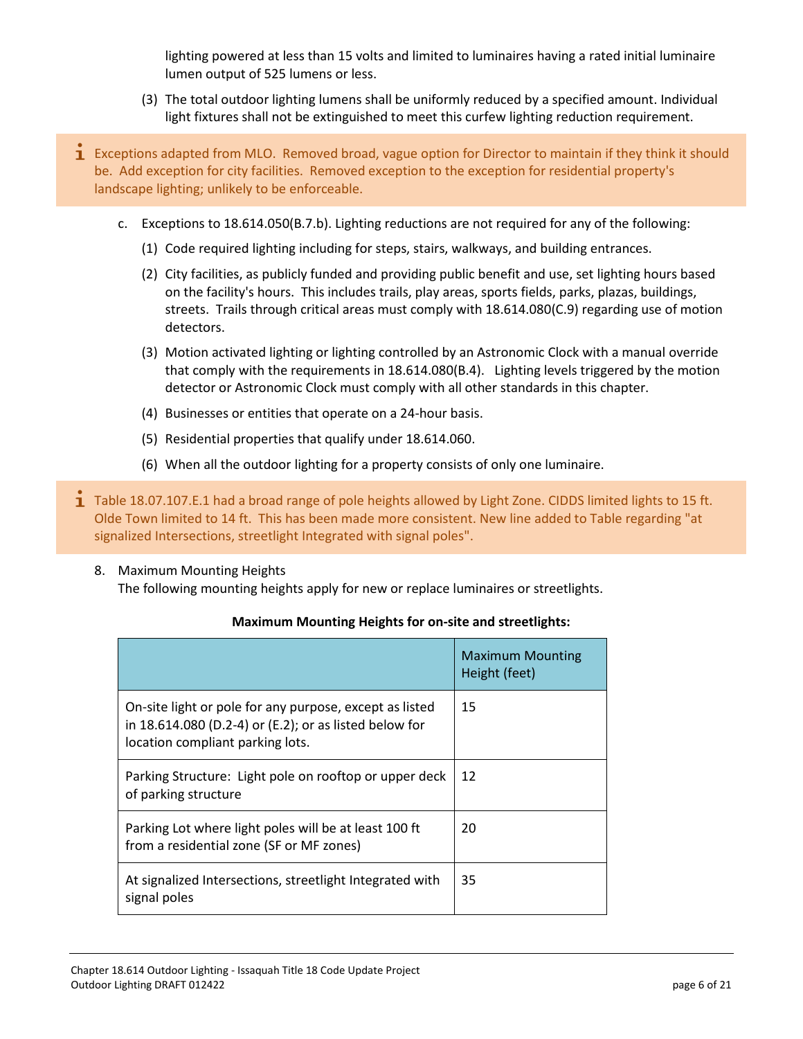lighting powered at less than 15 volts and limited to luminaires having a rated initial luminaire lumen output of 525 lumens or less.

(3) The total outdoor lighting lumens shall be uniformly reduced by a specified amount. Individual light fixtures shall not be extinguished to meet this curfew lighting reduction requirement.

> ℹ Exceptions adapted from MLO. Removed broad, vague option for Director to maintain if they think it should be. Add exception for city facilities. Removed exception to the exception for residential property's landscape lighting; unlikely to be enforceable.

c. Exceptions to 18.614.050(B.7.b). Lighting reductions are not required for any of the following:

(1) Code required lighting including for steps, stairs, walkways, and building entrances.

(2) City facilities, as publicly funded and providing public benefit and use, set lighting hours based on the facility's hours. This includes trails, play areas, sports fields, parks, plazas, buildings, streets. Trails through critical areas must comply with 18.614.080(C.9) regarding use of motion detectors.

(3) Motion activated lighting or lighting controlled by an Astronomic Clock with a manual override that comply with the requirements in 18.614.080(B.4). Lighting levels triggered by the motion detector or Astronomic Clock must comply with all other standards in this chapter.

(4) Businesses or entities that operate on a 24-hour basis.

(5) Residential properties that qualify under 18.614.060.

(6) When all the outdoor lighting for a property consists of only one luminaire.

> ℹ Table 18.07.107.E.1 had a broad range of pole heights allowed by Light Zone. CIDDS limited lights to 15 ft. Olde Town limited to 14 ft. This has been made more consistent. New line added to Table regarding "at signalized Intersections, streetlight Integrated with signal poles".

8. Maximum Mounting Heights
The following mounting heights apply for new or replace luminaires or streetlights.

**Maximum Mounting Heights for on-site and streetlights:**

| | Maximum Mounting Height (feet) |
|---|---|
| On-site light or pole for any purpose, except as listed in 18.614.080 (D.2-4) or (E.2); or as listed below for location compliant parking lots. | 15 |
| Parking Structure: Light pole on rooftop or upper deck of parking structure | 12 |
| Parking Lot where light poles will be at least 100 ft from a residential zone (SF or MF zones) | 20 |
| At signalized Intersections, streetlight Integrated with signal poles | 35 |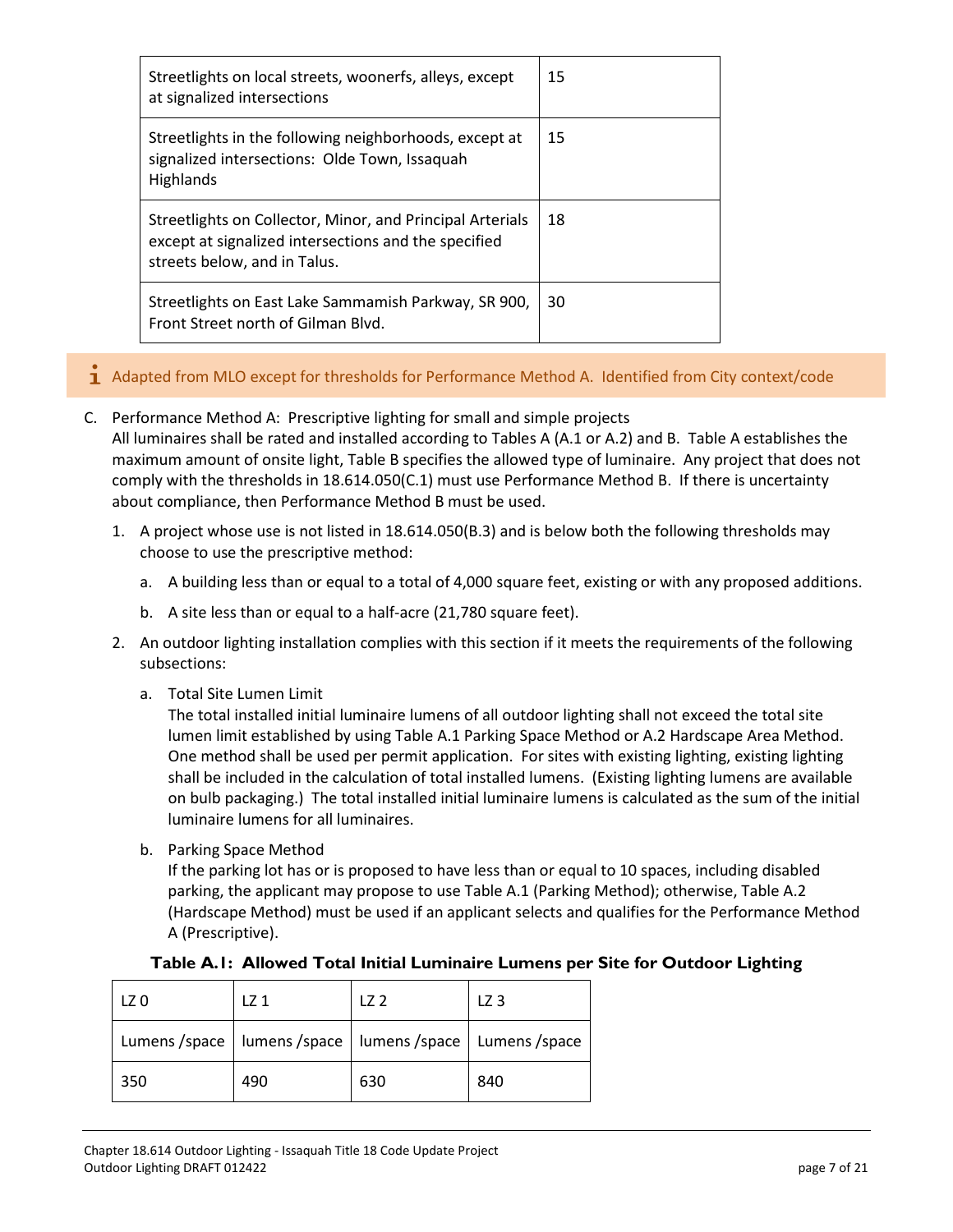| Streetlights on local streets, woonerfs, alleys, except at signalized intersections | 15 |
|---|---|
| Streetlights in the following neighborhoods, except at signalized intersections: Olde Town, Issaquah Highlands | 15 |
| Streetlights on Collector, Minor, and Principal Arterials except at signalized intersections and the specified streets below, and in Talus. | 18 |
| Streetlights on East Lake Sammamish Parkway, SR 900, Front Street north of Gilman Blvd. | 30 |

Adapted from MLO except for thresholds for Performance Method A. Identified from City context/code

C. Performance Method A: Prescriptive lighting for small and simple projects
All luminaires shall be rated and installed according to Tables A (A.1 or A.2) and B. Table A establishes the maximum amount of onsite light, Table B specifies the allowed type of luminaire. Any project that does not comply with the thresholds in 18.614.050(C.1) must use Performance Method B. If there is uncertainty about compliance, then Performance Method B must be used.

1. A project whose use is not listed in 18.614.050(B.3) and is below both the following thresholds may choose to use the prescriptive method:
   a. A building less than or equal to a total of 4,000 square feet, existing or with any proposed additions.
   b. A site less than or equal to a half-acre (21,780 square feet).
2. An outdoor lighting installation complies with this section if it meets the requirements of the following subsections:
   a. Total Site Lumen Limit
   The total installed initial luminaire lumens of all outdoor lighting shall not exceed the total site lumen limit established by using Table A.1 Parking Space Method or A.2 Hardscape Area Method. One method shall be used per permit application. For sites with existing lighting, existing lighting shall be included in the calculation of total installed lumens. (Existing lighting lumens are available on bulb packaging.) The total installed initial luminaire lumens is calculated as the sum of the initial luminaire lumens for all luminaires.
   b. Parking Space Method
   If the parking lot has or is proposed to have less than or equal to 10 spaces, including disabled parking, the applicant may propose to use Table A.1 (Parking Method); otherwise, Table A.2 (Hardscape Method) must be used if an applicant selects and qualifies for the Performance Method A (Prescriptive).

**Table A.1: Allowed Total Initial Luminaire Lumens per Site for Outdoor Lighting**

| LZ 0 | LZ 1 | LZ 2 | LZ 3 |
|---|---|---|---|
| Lumens /space | lumens /space | lumens /space | Lumens /space |
| 350 | 490 | 630 | 840 |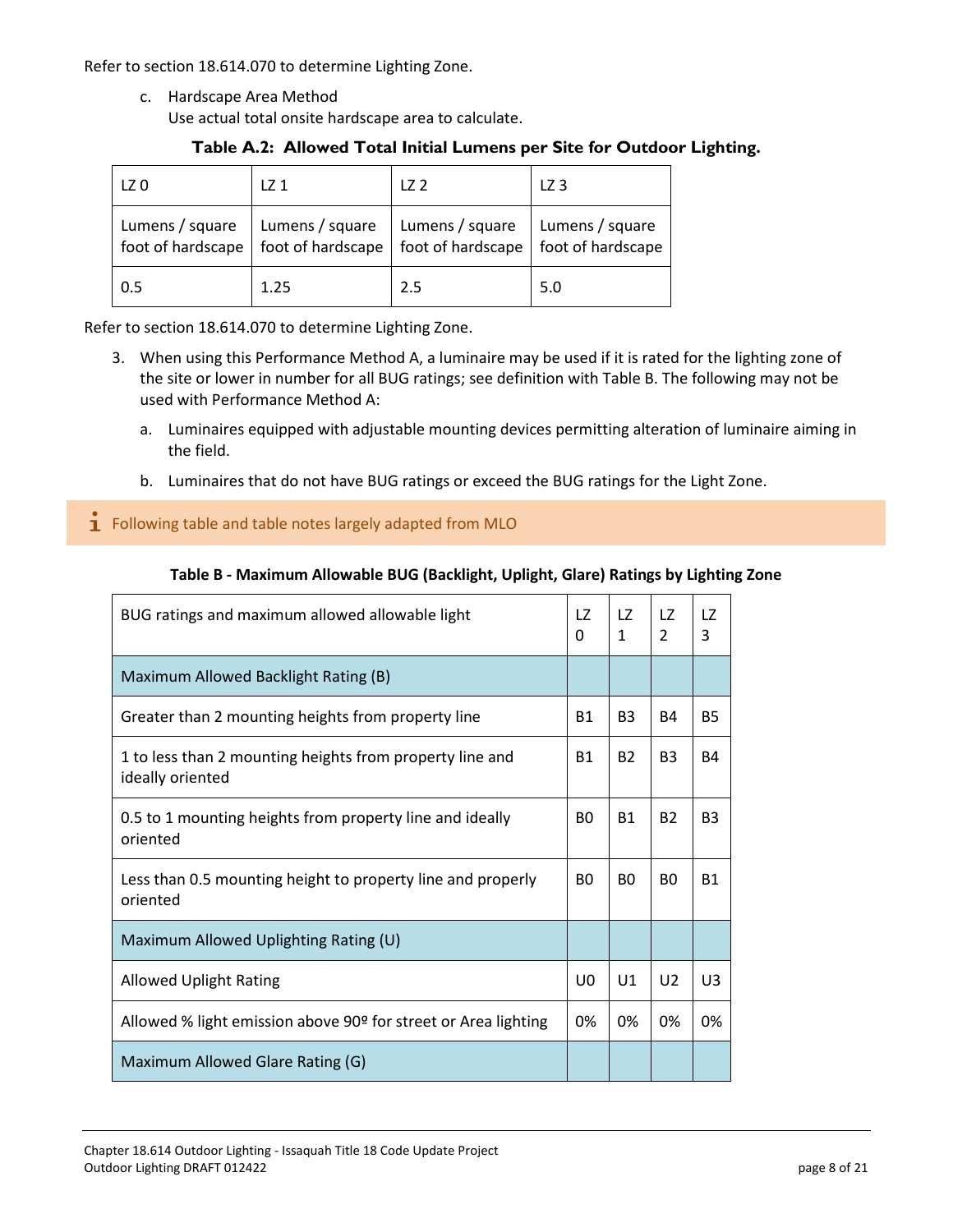Refer to section 18.614.070 to determine Lighting Zone.

c. Hardscape Area Method
   Use actual total onsite hardscape area to calculate.

**Table A.2: Allowed Total Initial Lumens per Site for Outdoor Lighting.**

| LZ 0 | LZ 1 | LZ 2 | LZ 3 |
|---|---|---|---|
| Lumens / square foot of hardscape | Lumens / square foot of hardscape | Lumens / square foot of hardscape | Lumens / square foot of hardscape |
| 0.5 | 1.25 | 2.5 | 5.0 |

Refer to section 18.614.070 to determine Lighting Zone.

3. When using this Performance Method A, a luminaire may be used if it is rated for the lighting zone of the site or lower in number for all BUG ratings; see definition with Table B. The following may not be used with Performance Method A:

   a. Luminaires equipped with adjustable mounting devices permitting alteration of luminaire aiming in the field.

   b. Luminaires that do not have BUG ratings or exceed the BUG ratings for the Light Zone.

ℹ Following table and table notes largely adapted from MLO

**Table B - Maximum Allowable BUG (Backlight, Uplight, Glare) Ratings by Lighting Zone**

| BUG ratings and maximum allowed allowable light | LZ 0 | LZ 1 | LZ 2 | LZ 3 |
|---|---|---|---|---|
| Maximum Allowed Backlight Rating (B) | | | | |
| Greater than 2 mounting heights from property line | B1 | B3 | B4 | B5 |
| 1 to less than 2 mounting heights from property line and ideally oriented | B1 | B2 | B3 | B4 |
| 0.5 to 1 mounting heights from property line and ideally oriented | B0 | B1 | B2 | B3 |
| Less than 0.5 mounting height to property line and properly oriented | B0 | B0 | B0 | B1 |
| Maximum Allowed Uplighting Rating (U) | | | | |
| Allowed Uplight Rating | U0 | U1 | U2 | U3 |
| Allowed % light emission above 90º for street or Area lighting | 0% | 0% | 0% | 0% |
| Maximum Allowed Glare Rating (G) | | | | |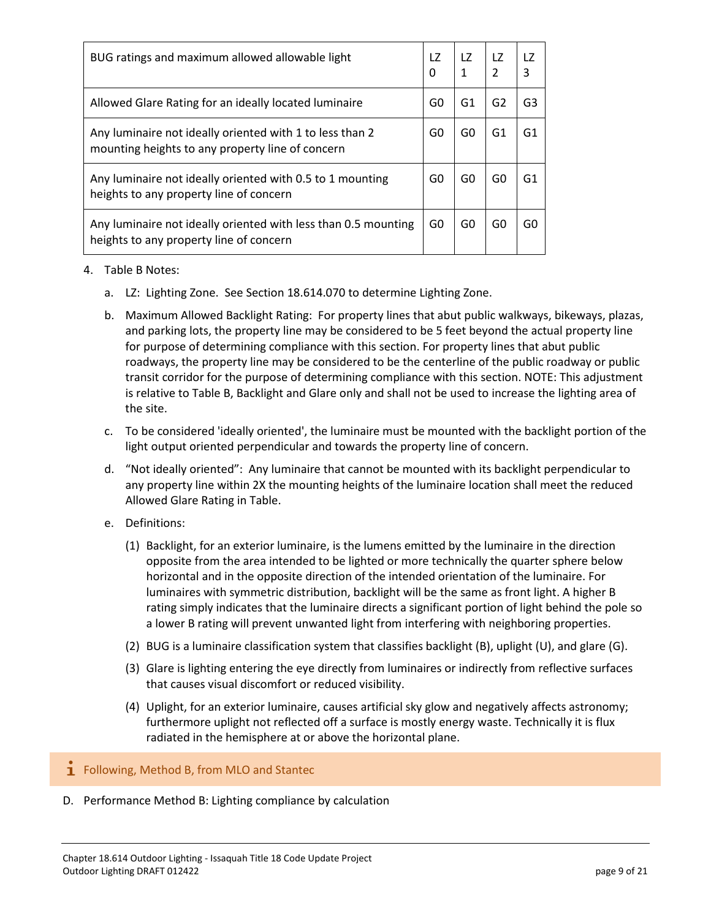| BUG ratings and maximum allowed allowable light | LZ 0 | LZ 1 | LZ 2 | LZ 3 |
|---|---|---|---|---|
| Allowed Glare Rating for an ideally located luminaire | G0 | G1 | G2 | G3 |
| Any luminaire not ideally oriented with 1 to less than 2 mounting heights to any property line of concern | G0 | G0 | G1 | G1 |
| Any luminaire not ideally oriented with 0.5 to 1 mounting heights to any property line of concern | G0 | G0 | G0 | G1 |
| Any luminaire not ideally oriented with less than 0.5 mounting heights to any property line of concern | G0 | G0 | G0 | G0 |

4. Table B Notes:

   a. LZ: Lighting Zone. See Section 18.614.070 to determine Lighting Zone.

   b. Maximum Allowed Backlight Rating: For property lines that abut public walkways, bikeways, plazas, and parking lots, the property line may be considered to be 5 feet beyond the actual property line for purpose of determining compliance with this section. For property lines that abut public roadways, the property line may be considered to be the centerline of the public roadway or public transit corridor for the purpose of determining compliance with this section. NOTE: This adjustment is relative to Table B, Backlight and Glare only and shall not be used to increase the lighting area of the site.

   c. To be considered 'ideally oriented', the luminaire must be mounted with the backlight portion of the light output oriented perpendicular and towards the property line of concern.

   d. "Not ideally oriented": Any luminaire that cannot be mounted with its backlight perpendicular to any property line within 2X the mounting heights of the luminaire location shall meet the reduced Allowed Glare Rating in Table.

   e. Definitions:

      (1) Backlight, for an exterior luminaire, is the lumens emitted by the luminaire in the direction opposite from the area intended to be lighted or more technically the quarter sphere below horizontal and in the opposite direction of the intended orientation of the luminaire. For luminaires with symmetric distribution, backlight will be the same as front light. A higher B rating simply indicates that the luminaire directs a significant portion of light behind the pole so a lower B rating will prevent unwanted light from interfering with neighboring properties.

      (2) BUG is a luminaire classification system that classifies backlight (B), uplight (U), and glare (G).

      (3) Glare is lighting entering the eye directly from luminaires or indirectly from reflective surfaces that causes visual discomfort or reduced visibility.

      (4) Uplight, for an exterior luminaire, causes artificial sky glow and negatively affects astronomy; furthermore uplight not reflected off a surface is mostly energy waste. Technically it is flux radiated in the hemisphere at or above the horizontal plane.

> i Following, Method B, from MLO and Stantec

D. Performance Method B: Lighting compliance by calculation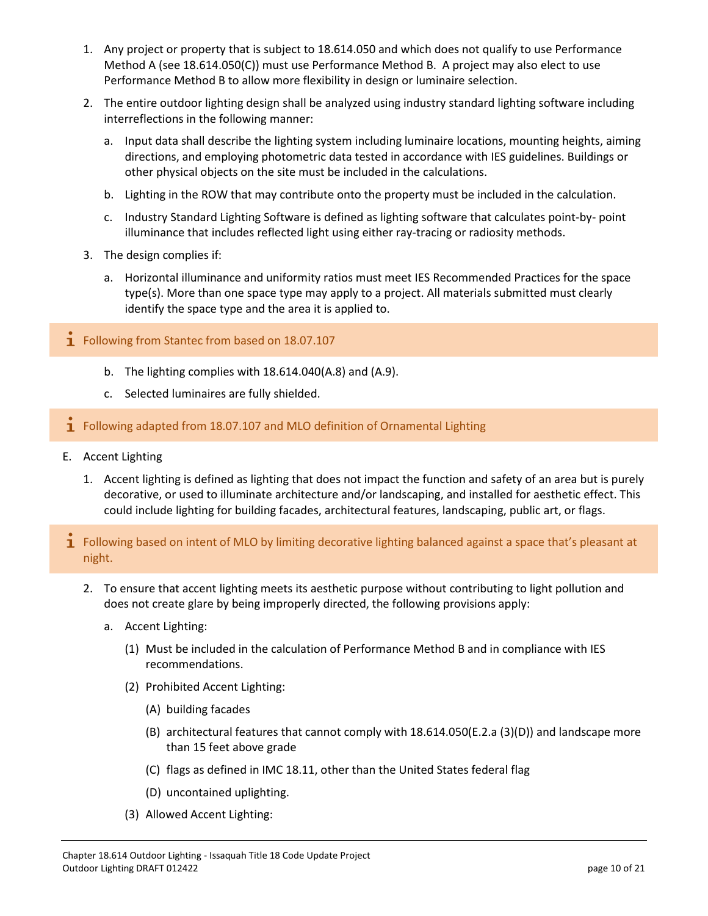1. Any project or property that is subject to 18.614.050 and which does not qualify to use Performance Method A (see 18.614.050(C)) must use Performance Method B. A project may also elect to use Performance Method B to allow more flexibility in design or luminaire selection.

2. The entire outdoor lighting design shall be analyzed using industry standard lighting software including interreflections in the following manner:

   a. Input data shall describe the lighting system including luminaire locations, mounting heights, aiming directions, and employing photometric data tested in accordance with IES guidelines. Buildings or other physical objects on the site must be included in the calculations.

   b. Lighting in the ROW that may contribute onto the property must be included in the calculation.

   c. Industry Standard Lighting Software is defined as lighting software that calculates point-by- point illuminance that includes reflected light using either ray-tracing or radiosity methods.

3. The design complies if:

   a. Horizontal illuminance and uniformity ratios must meet IES Recommended Practices for the space type(s). More than one space type may apply to a project. All materials submitted must clearly identify the space type and the area it is applied to.

> ℹ Following from Stantec from based on 18.07.107

   b. The lighting complies with 18.614.040(A.8) and (A.9).

   c. Selected luminaires are fully shielded.

> ℹ Following adapted from 18.07.107 and MLO definition of Ornamental Lighting

E. Accent Lighting

1. Accent lighting is defined as lighting that does not impact the function and safety of an area but is purely decorative, or used to illuminate architecture and/or landscaping, and installed for aesthetic effect. This could include lighting for building facades, architectural features, landscaping, public art, or flags.

> ℹ Following based on intent of MLO by limiting decorative lighting balanced against a space that's pleasant at night.

2. To ensure that accent lighting meets its aesthetic purpose without contributing to light pollution and does not create glare by being improperly directed, the following provisions apply:

   a. Accent Lighting:

      (1) Must be included in the calculation of Performance Method B and in compliance with IES recommendations.

      (2) Prohibited Accent Lighting:

         (A) building facades

         (B) architectural features that cannot comply with 18.614.050(E.2.a (3)(D)) and landscape more than 15 feet above grade

         (C) flags as defined in IMC 18.11, other than the United States federal flag

         (D) uncontained uplighting.

      (3) Allowed Accent Lighting: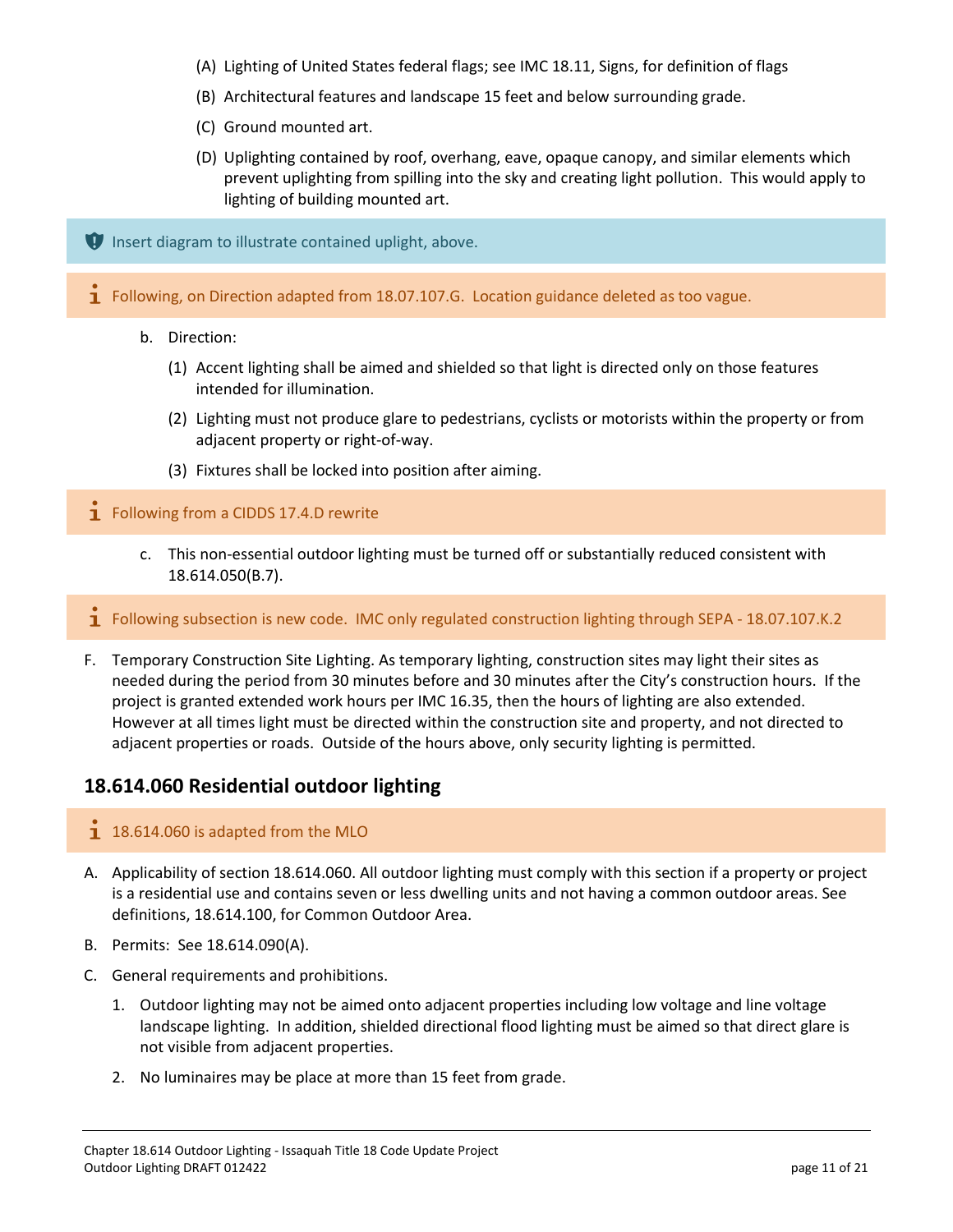(A) Lighting of United States federal flags; see IMC 18.11, Signs, for definition of flags

(B) Architectural features and landscape 15 feet and below surrounding grade.

(C) Ground mounted art.

(D) Uplighting contained by roof, overhang, eave, opaque canopy, and similar elements which prevent uplighting from spilling into the sky and creating light pollution. This would apply to lighting of building mounted art.

> Insert diagram to illustrate contained uplight, above.

> Following, on Direction adapted from 18.07.107.G. Location guidance deleted as too vague.

b. Direction:

(1) Accent lighting shall be aimed and shielded so that light is directed only on those features intended for illumination.

(2) Lighting must not produce glare to pedestrians, cyclists or motorists within the property or from adjacent property or right-of-way.

(3) Fixtures shall be locked into position after aiming.

> Following from a CIDDS 17.4.D rewrite

c. This non-essential outdoor lighting must be turned off or substantially reduced consistent with 18.614.050(B.7).

> Following subsection is new code. IMC only regulated construction lighting through SEPA - 18.07.107.K.2

F. Temporary Construction Site Lighting. As temporary lighting, construction sites may light their sites as needed during the period from 30 minutes before and 30 minutes after the City's construction hours. If the project is granted extended work hours per IMC 16.35, then the hours of lighting are also extended. However at all times light must be directed within the construction site and property, and not directed to adjacent properties or roads. Outside of the hours above, only security lighting is permitted.

## 18.614.060 Residential outdoor lighting

> 18.614.060 is adapted from the MLO

A. Applicability of section 18.614.060. All outdoor lighting must comply with this section if a property or project is a residential use and contains seven or less dwelling units and not having a common outdoor areas. See definitions, 18.614.100, for Common Outdoor Area.

B. Permits: See 18.614.090(A).

C. General requirements and prohibitions.

1. Outdoor lighting may not be aimed onto adjacent properties including low voltage and line voltage landscape lighting. In addition, shielded directional flood lighting must be aimed so that direct glare is not visible from adjacent properties.

2. No luminaires may be place at more than 15 feet from grade.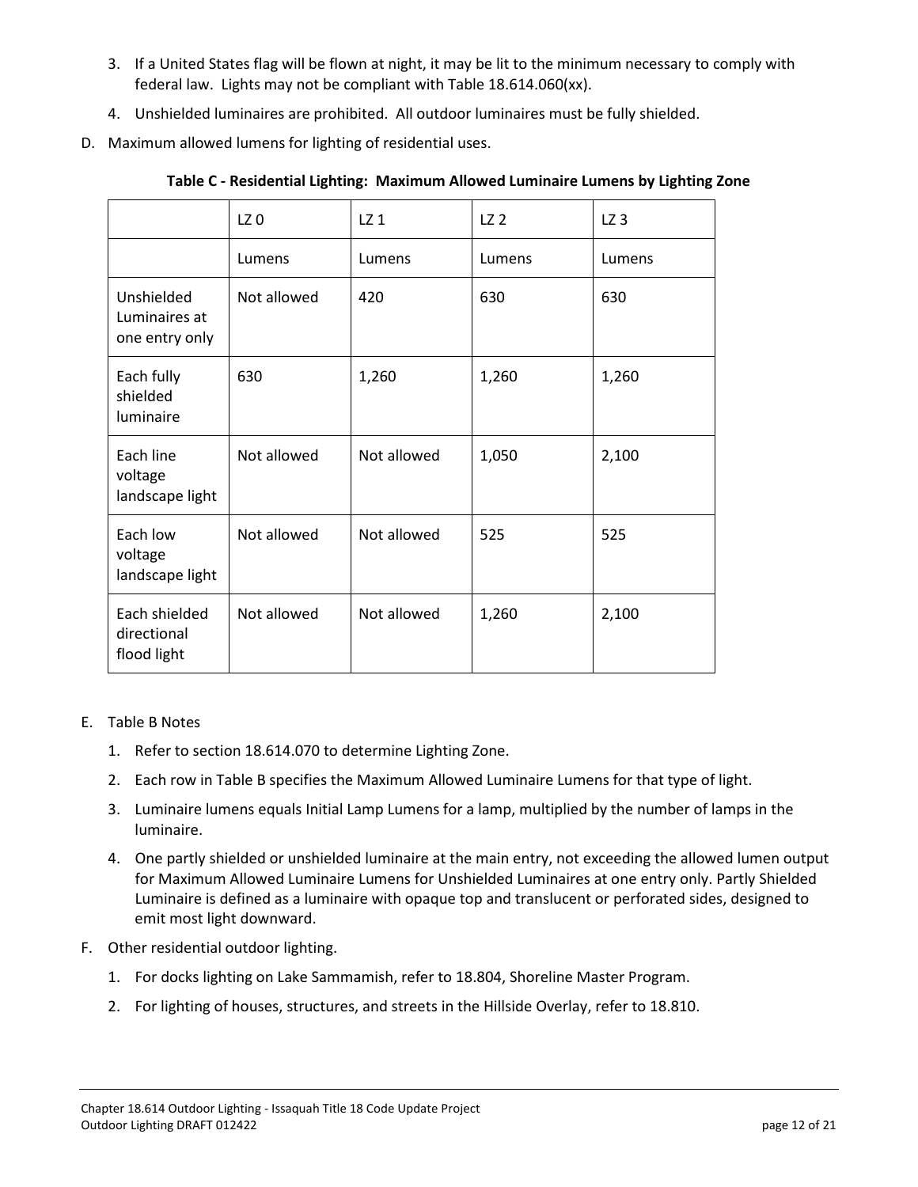3. If a United States flag will be flown at night, it may be lit to the minimum necessary to comply with federal law. Lights may not be compliant with Table 18.614.060(xx).
4. Unshielded luminaires are prohibited. All outdoor luminaires must be fully shielded.

D. Maximum allowed lumens for lighting of residential uses.

**Table C - Residential Lighting: Maximum Allowed Luminaire Lumens by Lighting Zone**

| | LZ 0 | LZ 1 | LZ 2 | LZ 3 |
|---|---|---|---|---|
| | Lumens | Lumens | Lumens | Lumens |
| Unshielded Luminaires at one entry only | Not allowed | 420 | 630 | 630 |
| Each fully shielded luminaire | 630 | 1,260 | 1,260 | 1,260 |
| Each line voltage landscape light | Not allowed | Not allowed | 1,050 | 2,100 |
| Each low voltage landscape light | Not allowed | Not allowed | 525 | 525 |
| Each shielded directional flood light | Not allowed | Not allowed | 1,260 | 2,100 |

E. Table B Notes

1. Refer to section 18.614.070 to determine Lighting Zone.
2. Each row in Table B specifies the Maximum Allowed Luminaire Lumens for that type of light.
3. Luminaire lumens equals Initial Lamp Lumens for a lamp, multiplied by the number of lamps in the luminaire.
4. One partly shielded or unshielded luminaire at the main entry, not exceeding the allowed lumen output for Maximum Allowed Luminaire Lumens for Unshielded Luminaires at one entry only. Partly Shielded Luminaire is defined as a luminaire with opaque top and translucent or perforated sides, designed to emit most light downward.

F. Other residential outdoor lighting.

1. For docks lighting on Lake Sammamish, refer to 18.804, Shoreline Master Program.
2. For lighting of houses, structures, and streets in the Hillside Overlay, refer to 18.810.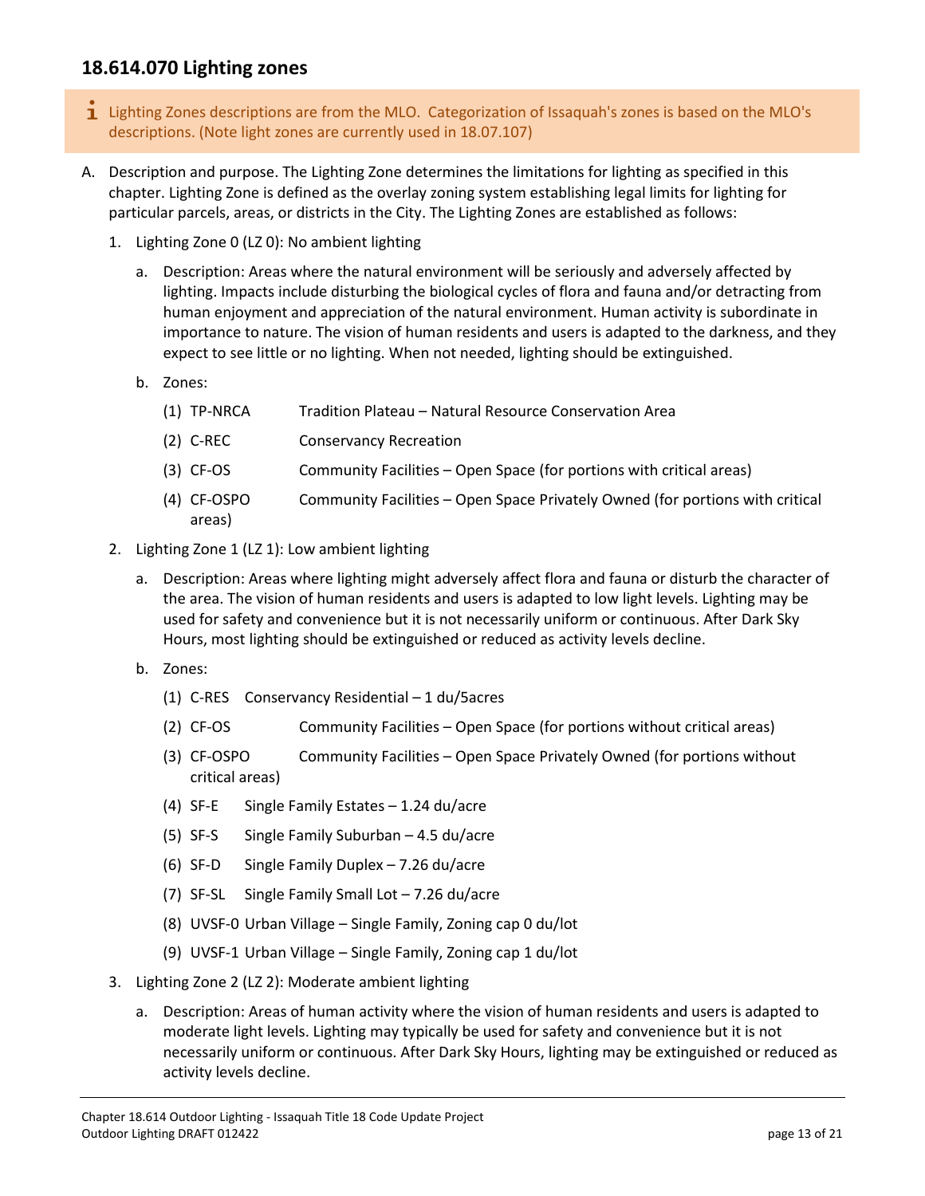## 18.614.070 Lighting zones

> ℹ Lighting Zones descriptions are from the MLO. Categorization of Issaquah's zones is based on the MLO's descriptions. (Note light zones are currently used in 18.07.107)

A. Description and purpose. The Lighting Zone determines the limitations for lighting as specified in this chapter. Lighting Zone is defined as the overlay zoning system establishing legal limits for lighting for particular parcels, areas, or districts in the City. The Lighting Zones are established as follows:

1. Lighting Zone 0 (LZ 0): No ambient lighting

   a. Description: Areas where the natural environment will be seriously and adversely affected by lighting. Impacts include disturbing the biological cycles of flora and fauna and/or detracting from human enjoyment and appreciation of the natural environment. Human activity is subordinate in importance to nature. The vision of human residents and users is adapted to the darkness, and they expect to see little or no lighting. When not needed, lighting should be extinguished.

   b. Zones:

      (1) TP-NRCA Tradition Plateau – Natural Resource Conservation Area

      (2) C-REC Conservancy Recreation

      (3) CF-OS Community Facilities – Open Space (for portions with critical areas)

      (4) CF-OSPO Community Facilities – Open Space Privately Owned (for portions with critical areas)

2. Lighting Zone 1 (LZ 1): Low ambient lighting

   a. Description: Areas where lighting might adversely affect flora and fauna or disturb the character of the area. The vision of human residents and users is adapted to low light levels. Lighting may be used for safety and convenience but it is not necessarily uniform or continuous. After Dark Sky Hours, most lighting should be extinguished or reduced as activity levels decline.

   b. Zones:

      (1) C-RES Conservancy Residential – 1 du/5acres

      (2) CF-OS Community Facilities – Open Space (for portions without critical areas)

      (3) CF-OSPO Community Facilities – Open Space Privately Owned (for portions without critical areas)

      (4) SF-E Single Family Estates – 1.24 du/acre

      (5) SF-S Single Family Suburban – 4.5 du/acre

      (6) SF-D Single Family Duplex – 7.26 du/acre

      (7) SF-SL Single Family Small Lot – 7.26 du/acre

      (8) UVSF-0 Urban Village – Single Family, Zoning cap 0 du/lot

      (9) UVSF-1 Urban Village – Single Family, Zoning cap 1 du/lot

3. Lighting Zone 2 (LZ 2): Moderate ambient lighting

   a. Description: Areas of human activity where the vision of human residents and users is adapted to moderate light levels. Lighting may typically be used for safety and convenience but it is not necessarily uniform or continuous. After Dark Sky Hours, lighting may be extinguished or reduced as activity levels decline.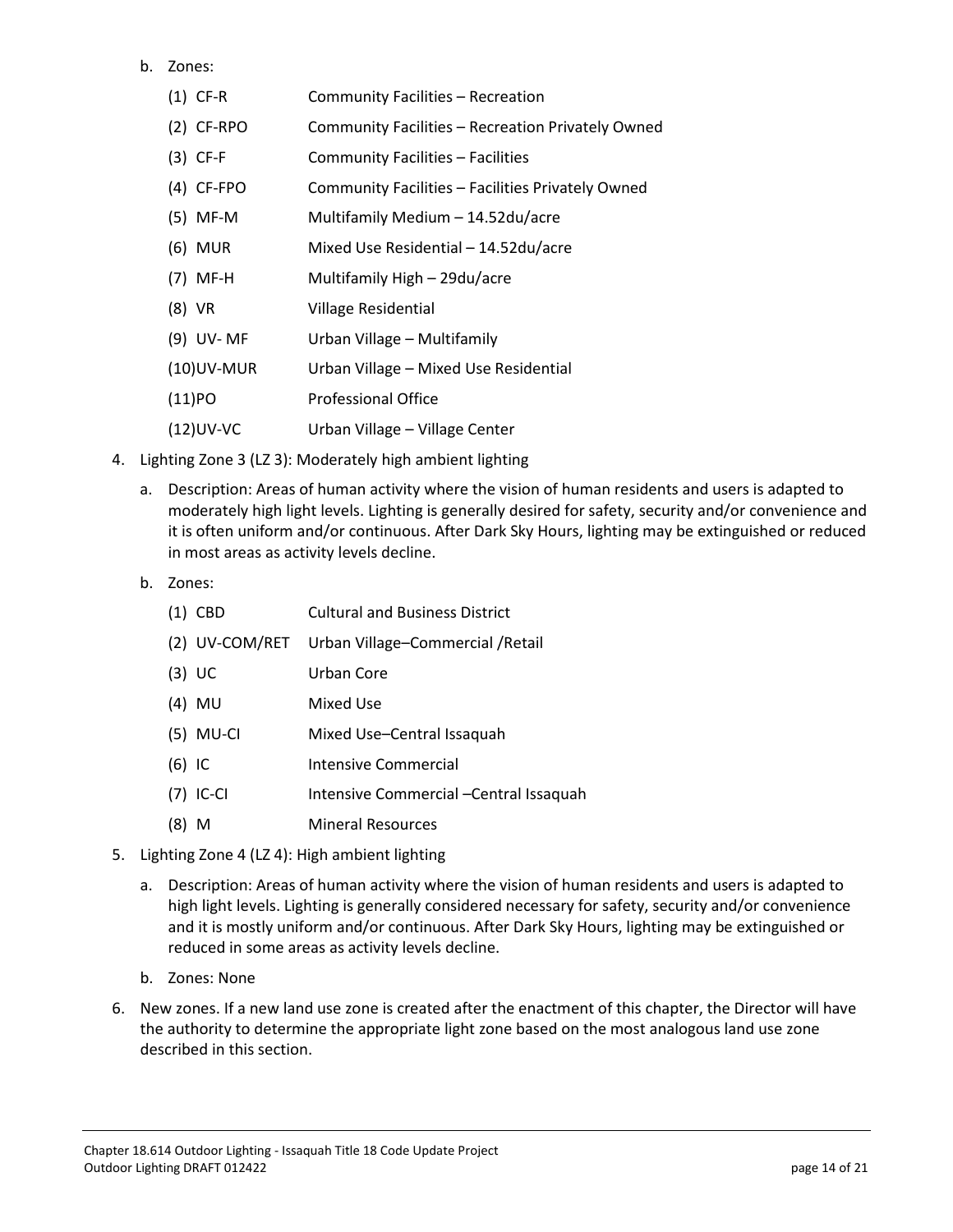b. Zones:

   (1) CF-R Community Facilities – Recreation

   (2) CF-RPO Community Facilities – Recreation Privately Owned

   (3) CF-F Community Facilities – Facilities

   (4) CF-FPO Community Facilities – Facilities Privately Owned

   (5) MF-M Multifamily Medium – 14.52du/acre

   (6) MUR Mixed Use Residential – 14.52du/acre

   (7) MF-H Multifamily High – 29du/acre

   (8) VR Village Residential

   (9) UV- MF Urban Village – Multifamily

   (10) UV-MUR Urban Village – Mixed Use Residential

   (11) PO Professional Office

   (12) UV-VC Urban Village – Village Center

4. Lighting Zone 3 (LZ 3): Moderately high ambient lighting

   a. Description: Areas of human activity where the vision of human residents and users is adapted to moderately high light levels. Lighting is generally desired for safety, security and/or convenience and it is often uniform and/or continuous. After Dark Sky Hours, lighting may be extinguished or reduced in most areas as activity levels decline.

   b. Zones:

      (1) CBD Cultural and Business District

      (2) UV-COM/RET Urban Village–Commercial /Retail

      (3) UC Urban Core

      (4) MU Mixed Use

      (5) MU-CI Mixed Use–Central Issaquah

      (6) IC Intensive Commercial

      (7) IC-CI Intensive Commercial –Central Issaquah

      (8) M Mineral Resources

5. Lighting Zone 4 (LZ 4): High ambient lighting

   a. Description: Areas of human activity where the vision of human residents and users is adapted to high light levels. Lighting is generally considered necessary for safety, security and/or convenience and it is mostly uniform and/or continuous. After Dark Sky Hours, lighting may be extinguished or reduced in some areas as activity levels decline.

   b. Zones: None

6. New zones. If a new land use zone is created after the enactment of this chapter, the Director will have the authority to determine the appropriate light zone based on the most analogous land use zone described in this section.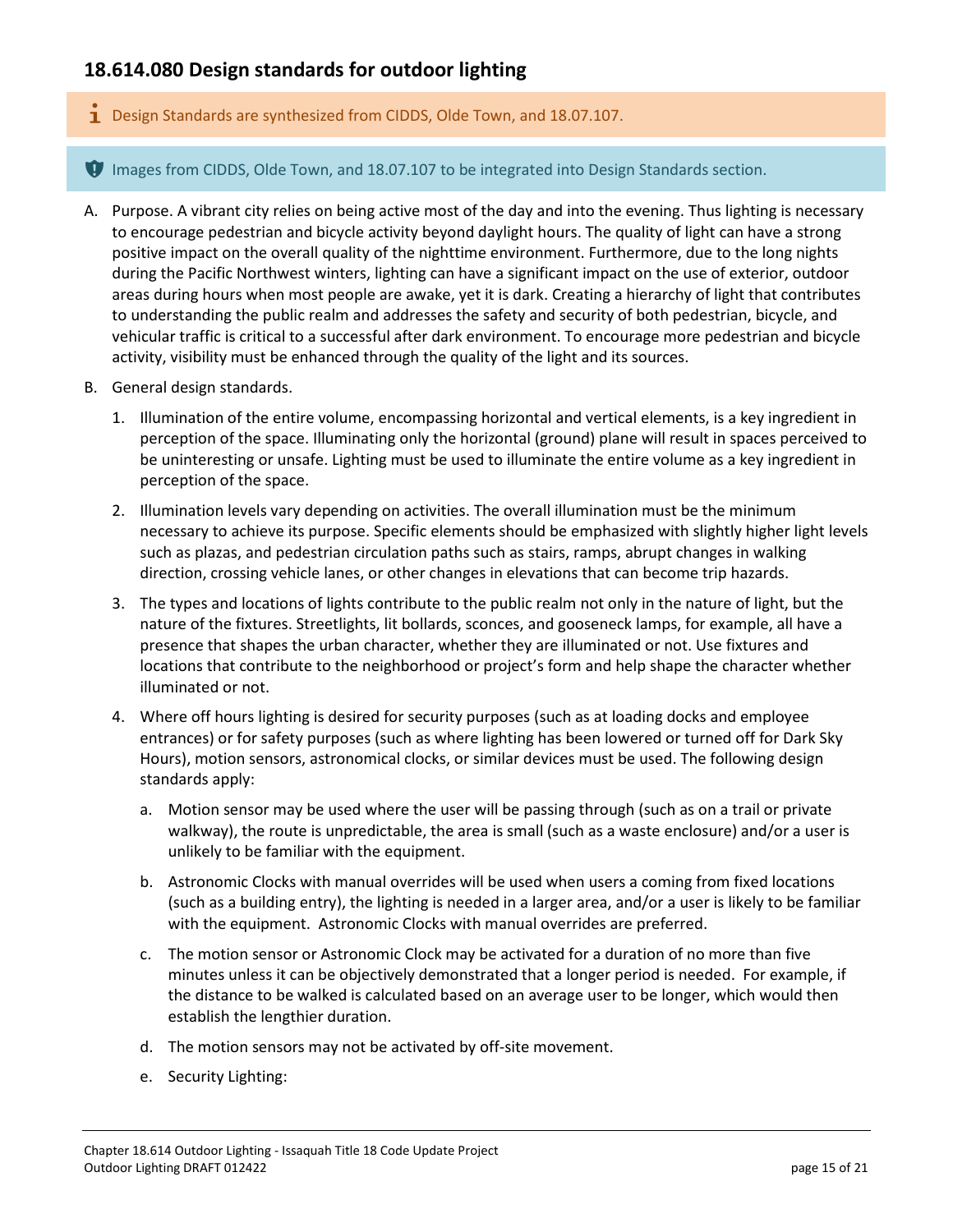## 18.614.080 Design standards for outdoor lighting

> Design Standards are synthesized from CIDDS, Olde Town, and 18.07.107.

> Images from CIDDS, Olde Town, and 18.07.107 to be integrated into Design Standards section.

A. Purpose. A vibrant city relies on being active most of the day and into the evening. Thus lighting is necessary to encourage pedestrian and bicycle activity beyond daylight hours. The quality of light can have a strong positive impact on the overall quality of the nighttime environment. Furthermore, due to the long nights during the Pacific Northwest winters, lighting can have a significant impact on the use of exterior, outdoor areas during hours when most people are awake, yet it is dark. Creating a hierarchy of light that contributes to understanding the public realm and addresses the safety and security of both pedestrian, bicycle, and vehicular traffic is critical to a successful after dark environment. To encourage more pedestrian and bicycle activity, visibility must be enhanced through the quality of the light and its sources.

B. General design standards.

   1. Illumination of the entire volume, encompassing horizontal and vertical elements, is a key ingredient in perception of the space. Illuminating only the horizontal (ground) plane will result in spaces perceived to be uninteresting or unsafe. Lighting must be used to illuminate the entire volume as a key ingredient in perception of the space.

   2. Illumination levels vary depending on activities. The overall illumination must be the minimum necessary to achieve its purpose. Specific elements should be emphasized with slightly higher light levels such as plazas, and pedestrian circulation paths such as stairs, ramps, abrupt changes in walking direction, crossing vehicle lanes, or other changes in elevations that can become trip hazards.

   3. The types and locations of lights contribute to the public realm not only in the nature of light, but the nature of the fixtures. Streetlights, lit bollards, sconces, and gooseneck lamps, for example, all have a presence that shapes the urban character, whether they are illuminated or not. Use fixtures and locations that contribute to the neighborhood or project's form and help shape the character whether illuminated or not.

   4. Where off hours lighting is desired for security purposes (such as at loading docks and employee entrances) or for safety purposes (such as where lighting has been lowered or turned off for Dark Sky Hours), motion sensors, astronomical clocks, or similar devices must be used. The following design standards apply:

      a. Motion sensor may be used where the user will be passing through (such as on a trail or private walkway), the route is unpredictable, the area is small (such as a waste enclosure) and/or a user is unlikely to be familiar with the equipment.

      b. Astronomic Clocks with manual overrides will be used when users a coming from fixed locations (such as a building entry), the lighting is needed in a larger area, and/or a user is likely to be familiar with the equipment. Astronomic Clocks with manual overrides are preferred.

      c. The motion sensor or Astronomic Clock may be activated for a duration of no more than five minutes unless it can be objectively demonstrated that a longer period is needed. For example, if the distance to be walked is calculated based on an average user to be longer, which would then establish the lengthier duration.

      d. The motion sensors may not be activated by off-site movement.

      e. Security Lighting: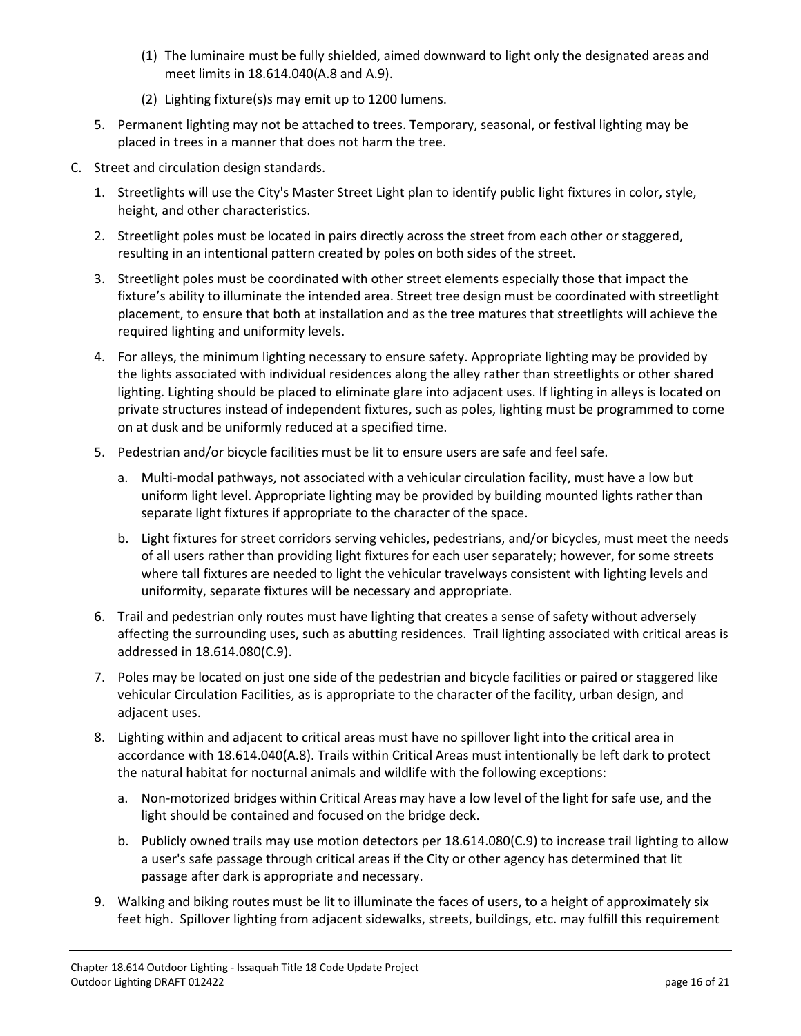(1) The luminaire must be fully shielded, aimed downward to light only the designated areas and meet limits in 18.614.040(A.8 and A.9).

   (2) Lighting fixture(s)s may emit up to 1200 lumens.

5. Permanent lighting may not be attached to trees. Temporary, seasonal, or festival lighting may be placed in trees in a manner that does not harm the tree.

C. Street and circulation design standards.

   1. Streetlights will use the City's Master Street Light plan to identify public light fixtures in color, style, height, and other characteristics.

   2. Streetlight poles must be located in pairs directly across the street from each other or staggered, resulting in an intentional pattern created by poles on both sides of the street.

   3. Streetlight poles must be coordinated with other street elements especially those that impact the fixture's ability to illuminate the intended area. Street tree design must be coordinated with streetlight placement, to ensure that both at installation and as the tree matures that streetlights will achieve the required lighting and uniformity levels.

   4. For alleys, the minimum lighting necessary to ensure safety. Appropriate lighting may be provided by the lights associated with individual residences along the alley rather than streetlights or other shared lighting. Lighting should be placed to eliminate glare into adjacent uses. If lighting in alleys is located on private structures instead of independent fixtures, such as poles, lighting must be programmed to come on at dusk and be uniformly reduced at a specified time.

   5. Pedestrian and/or bicycle facilities must be lit to ensure users are safe and feel safe.

      a. Multi-modal pathways, not associated with a vehicular circulation facility, must have a low but uniform light level. Appropriate lighting may be provided by building mounted lights rather than separate light fixtures if appropriate to the character of the space.

      b. Light fixtures for street corridors serving vehicles, pedestrians, and/or bicycles, must meet the needs of all users rather than providing light fixtures for each user separately; however, for some streets where tall fixtures are needed to light the vehicular travelways consistent with lighting levels and uniformity, separate fixtures will be necessary and appropriate.

   6. Trail and pedestrian only routes must have lighting that creates a sense of safety without adversely affecting the surrounding uses, such as abutting residences. Trail lighting associated with critical areas is addressed in 18.614.080(C.9).

   7. Poles may be located on just one side of the pedestrian and bicycle facilities or paired or staggered like vehicular Circulation Facilities, as is appropriate to the character of the facility, urban design, and adjacent uses.

   8. Lighting within and adjacent to critical areas must have no spillover light into the critical area in accordance with 18.614.040(A.8). Trails within Critical Areas must intentionally be left dark to protect the natural habitat for nocturnal animals and wildlife with the following exceptions:

      a. Non-motorized bridges within Critical Areas may have a low level of the light for safe use, and the light should be contained and focused on the bridge deck.

      b. Publicly owned trails may use motion detectors per 18.614.080(C.9) to increase trail lighting to allow a user's safe passage through critical areas if the City or other agency has determined that lit passage after dark is appropriate and necessary.

   9. Walking and biking routes must be lit to illuminate the faces of users, to a height of approximately six feet high. Spillover lighting from adjacent sidewalks, streets, buildings, etc. may fulfill this requirement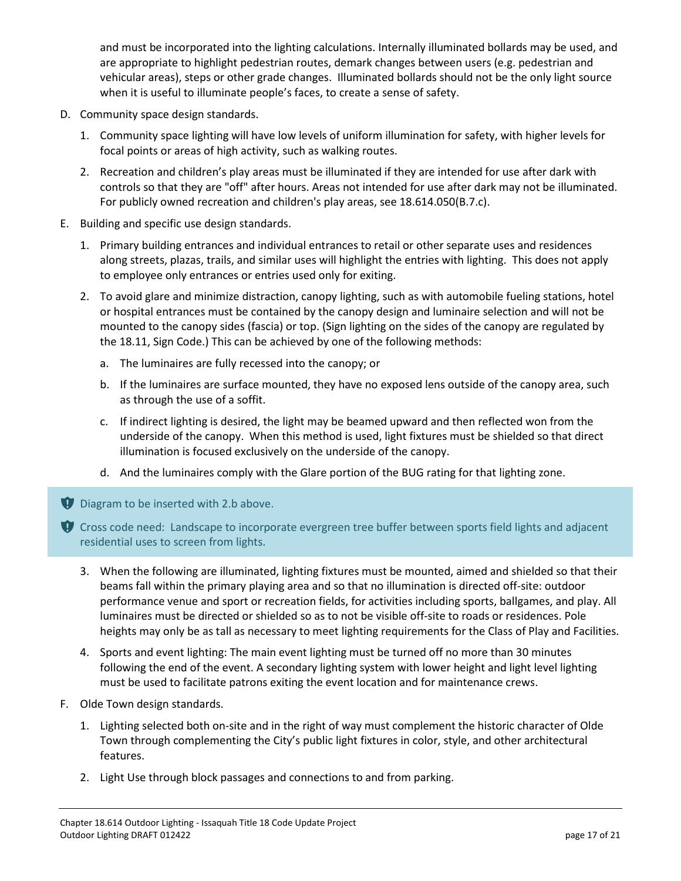and must be incorporated into the lighting calculations. Internally illuminated bollards may be used, and are appropriate to highlight pedestrian routes, demark changes between users (e.g. pedestrian and vehicular areas), steps or other grade changes. Illuminated bollards should not be the only light source when it is useful to illuminate people's faces, to create a sense of safety.

D. Community space design standards.

   1. Community space lighting will have low levels of uniform illumination for safety, with higher levels for focal points or areas of high activity, such as walking routes.

   2. Recreation and children's play areas must be illuminated if they are intended for use after dark with controls so that they are "off" after hours. Areas not intended for use after dark may not be illuminated. For publicly owned recreation and children's play areas, see 18.614.050(B.7.c).

E. Building and specific use design standards.

   1. Primary building entrances and individual entrances to retail or other separate uses and residences along streets, plazas, trails, and similar uses will highlight the entries with lighting. This does not apply to employee only entrances or entries used only for exiting.

   2. To avoid glare and minimize distraction, canopy lighting, such as with automobile fueling stations, hotel or hospital entrances must be contained by the canopy design and luminaire selection and will not be mounted to the canopy sides (fascia) or top. (Sign lighting on the sides of the canopy are regulated by the 18.11, Sign Code.) This can be achieved by one of the following methods:

      a. The luminaires are fully recessed into the canopy; or

      b. If the luminaires are surface mounted, they have no exposed lens outside of the canopy area, such as through the use of a soffit.

      c. If indirect lighting is desired, the light may be beamed upward and then reflected won from the underside of the canopy. When this method is used, light fixtures must be shielded so that direct illumination is focused exclusively on the underside of the canopy.

      d. And the luminaires comply with the Glare portion of the BUG rating for that lighting zone.

> Diagram to be inserted with 2.b above.
>
> Cross code need: Landscape to incorporate evergreen tree buffer between sports field lights and adjacent residential uses to screen from lights.

   3. When the following are illuminated, lighting fixtures must be mounted, aimed and shielded so that their beams fall within the primary playing area and so that no illumination is directed off-site: outdoor performance venue and sport or recreation fields, for activities including sports, ballgames, and play. All luminaires must be directed or shielded so as to not be visible off-site to roads or residences. Pole heights may only be as tall as necessary to meet lighting requirements for the Class of Play and Facilities.

   4. Sports and event lighting: The main event lighting must be turned off no more than 30 minutes following the end of the event. A secondary lighting system with lower height and light level lighting must be used to facilitate patrons exiting the event location and for maintenance crews.

F. Olde Town design standards.

   1. Lighting selected both on-site and in the right of way must complement the historic character of Olde Town through complementing the City's public light fixtures in color, style, and other architectural features.

   2. Light Use through block passages and connections to and from parking.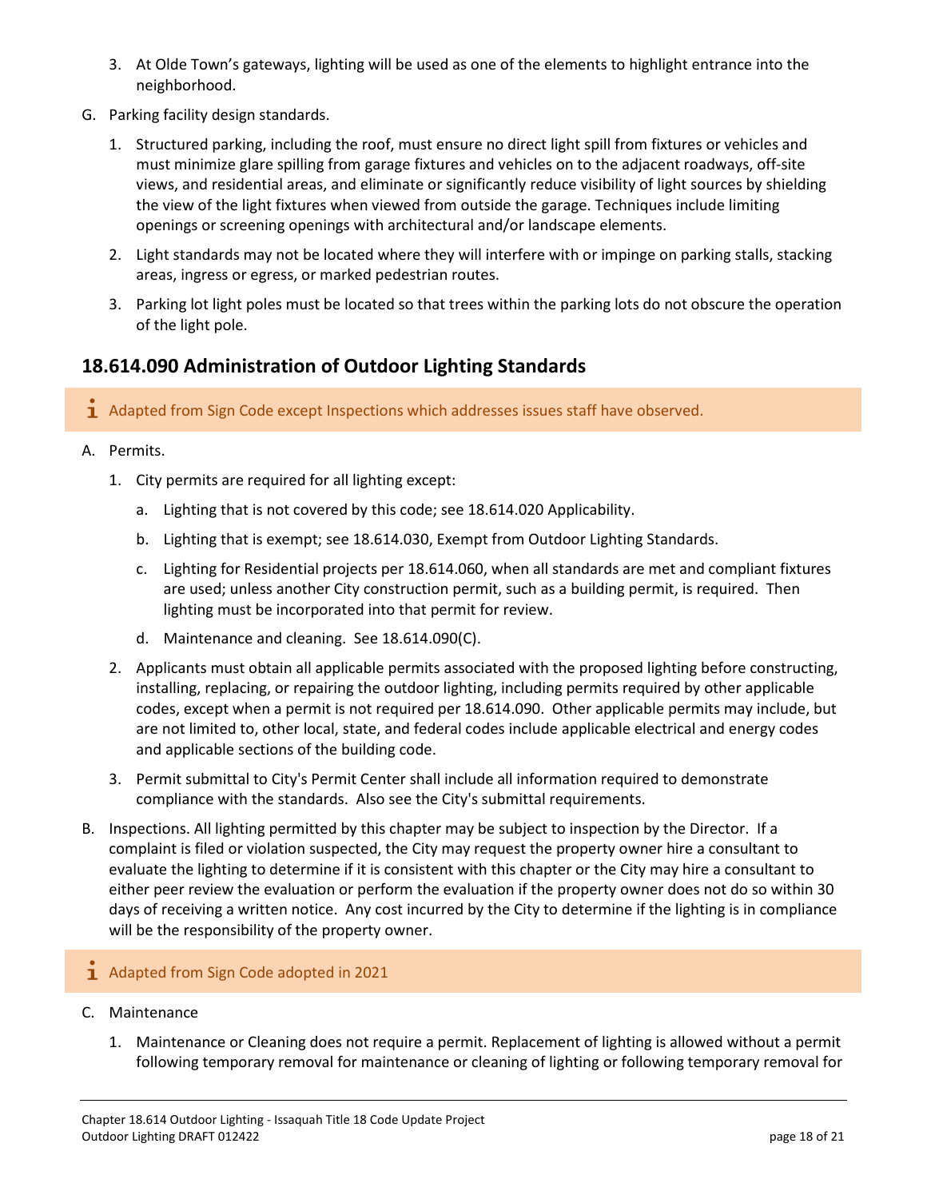3. At Olde Town's gateways, lighting will be used as one of the elements to highlight entrance into the neighborhood.

G. Parking facility design standards.

   1. Structured parking, including the roof, must ensure no direct light spill from fixtures or vehicles and must minimize glare spilling from garage fixtures and vehicles on to the adjacent roadways, off-site views, and residential areas, and eliminate or significantly reduce visibility of light sources by shielding the view of the light fixtures when viewed from outside the garage. Techniques include limiting openings or screening openings with architectural and/or landscape elements.

   2. Light standards may not be located where they will interfere with or impinge on parking stalls, stacking areas, ingress or egress, or marked pedestrian routes.

   3. Parking lot light poles must be located so that trees within the parking lots do not obscure the operation of the light pole.

## 18.614.090 Administration of Outdoor Lighting Standards

> ℹ Adapted from Sign Code except Inspections which addresses issues staff have observed.

A. Permits.

   1. City permits are required for all lighting except:

      a. Lighting that is not covered by this code; see 18.614.020 Applicability.

      b. Lighting that is exempt; see 18.614.030, Exempt from Outdoor Lighting Standards.

      c. Lighting for Residential projects per 18.614.060, when all standards are met and compliant fixtures are used; unless another City construction permit, such as a building permit, is required. Then lighting must be incorporated into that permit for review.

      d. Maintenance and cleaning. See 18.614.090(C).

   2. Applicants must obtain all applicable permits associated with the proposed lighting before constructing, installing, replacing, or repairing the outdoor lighting, including permits required by other applicable codes, except when a permit is not required per 18.614.090. Other applicable permits may include, but are not limited to, other local, state, and federal codes include applicable electrical and energy codes and applicable sections of the building code.

   3. Permit submittal to City's Permit Center shall include all information required to demonstrate compliance with the standards. Also see the City's submittal requirements.

B. Inspections. All lighting permitted by this chapter may be subject to inspection by the Director. If a complaint is filed or violation suspected, the City may request the property owner hire a consultant to evaluate the lighting to determine if it is consistent with this chapter or the City may hire a consultant to either peer review the evaluation or perform the evaluation if the property owner does not do so within 30 days of receiving a written notice. Any cost incurred by the City to determine if the lighting is in compliance will be the responsibility of the property owner.

> ℹ Adapted from Sign Code adopted in 2021

C. Maintenance

   1. Maintenance or Cleaning does not require a permit. Replacement of lighting is allowed without a permit following temporary removal for maintenance or cleaning of lighting or following temporary removal for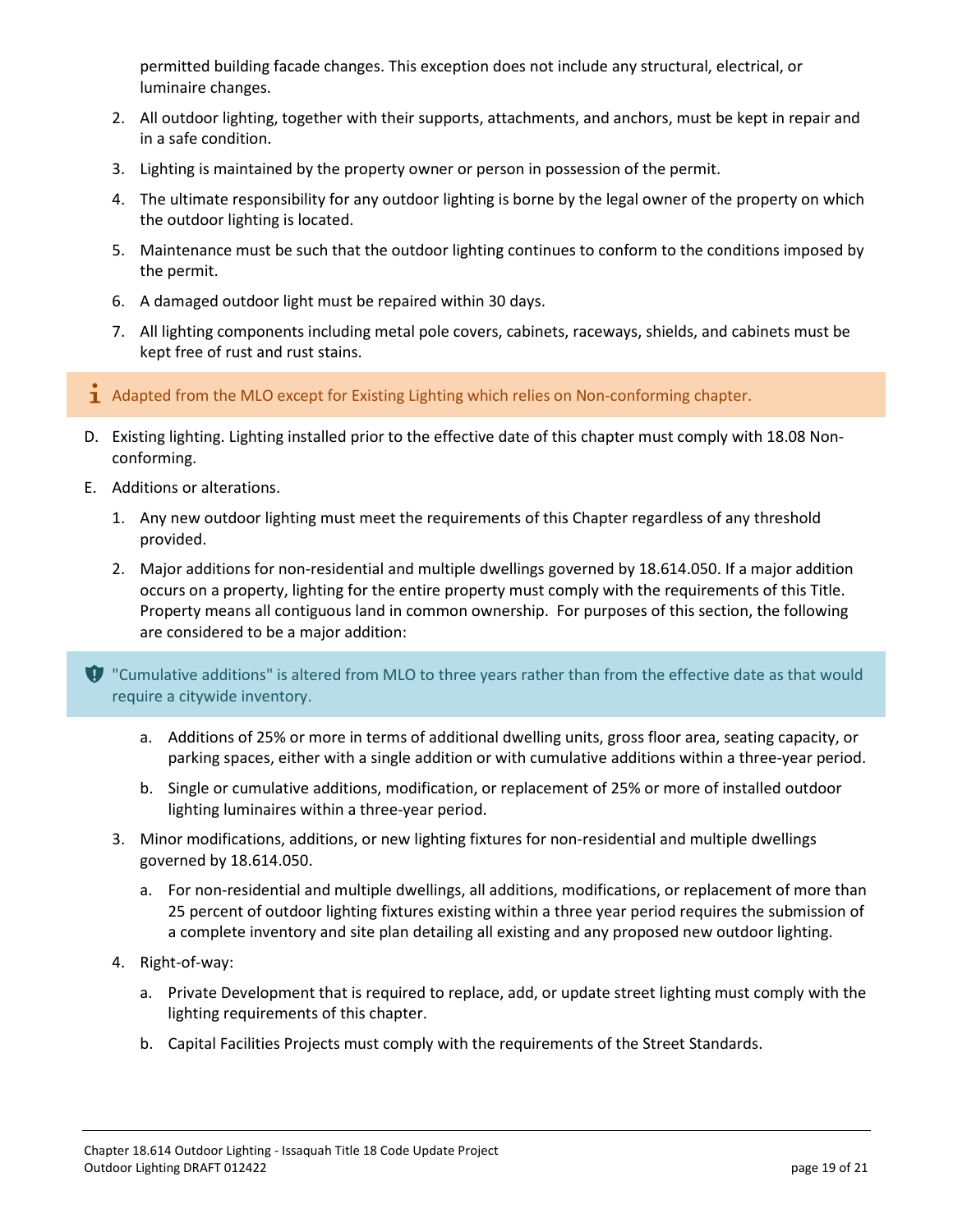permitted building facade changes. This exception does not include any structural, electrical, or luminaire changes.

2. All outdoor lighting, together with their supports, attachments, and anchors, must be kept in repair and in a safe condition.
3. Lighting is maintained by the property owner or person in possession of the permit.
4. The ultimate responsibility for any outdoor lighting is borne by the legal owner of the property on which the outdoor lighting is located.
5. Maintenance must be such that the outdoor lighting continues to conform to the conditions imposed by the permit.
6. A damaged outdoor light must be repaired within 30 days.
7. All lighting components including metal pole covers, cabinets, raceways, shields, and cabinets must be kept free of rust and rust stains.

> Adapted from the MLO except for Existing Lighting which relies on Non-conforming chapter.

D. Existing lighting. Lighting installed prior to the effective date of this chapter must comply with 18.08 Non-conforming.

E. Additions or alterations.

1. Any new outdoor lighting must meet the requirements of this Chapter regardless of any threshold provided.
2. Major additions for non-residential and multiple dwellings governed by 18.614.050. If a major addition occurs on a property, lighting for the entire property must comply with the requirements of this Title. Property means all contiguous land in common ownership. For purposes of this section, the following are considered to be a major addition:

> "Cumulative additions" is altered from MLO to three years rather than from the effective date as that would require a citywide inventory.

   a. Additions of 25% or more in terms of additional dwelling units, gross floor area, seating capacity, or parking spaces, either with a single addition or with cumulative additions within a three-year period.
   
   b. Single or cumulative additions, modification, or replacement of 25% or more of installed outdoor lighting luminaires within a three-year period.

3. Minor modifications, additions, or new lighting fixtures for non-residential and multiple dwellings governed by 18.614.050.

   a. For non-residential and multiple dwellings, all additions, modifications, or replacement of more than 25 percent of outdoor lighting fixtures existing within a three year period requires the submission of a complete inventory and site plan detailing all existing and any proposed new outdoor lighting.

4. Right-of-way:

   a. Private Development that is required to replace, add, or update street lighting must comply with the lighting requirements of this chapter.
   
   b. Capital Facilities Projects must comply with the requirements of the Street Standards.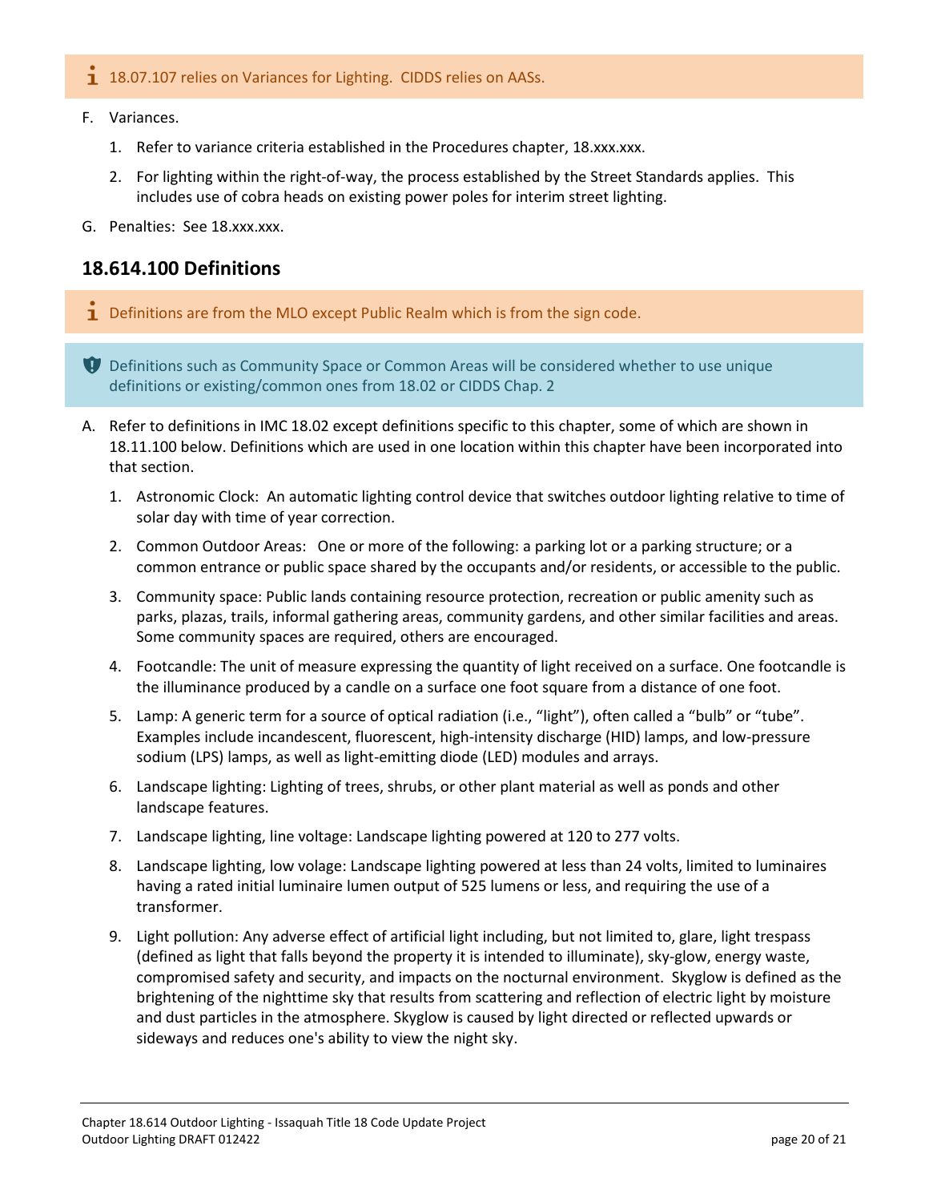> ℹ 18.07.107 relies on Variances for Lighting. CIDDS relies on AASs.

F. Variances.

1. Refer to variance criteria established in the Procedures chapter, 18.xxx.xxx.
2. For lighting within the right-of-way, the process established by the Street Standards applies. This includes use of cobra heads on existing power poles for interim street lighting.

G. Penalties: See 18.xxx.xxx.

## 18.614.100 Definitions

> ℹ Definitions are from the MLO except Public Realm which is from the sign code.

> Definitions such as Community Space or Common Areas will be considered whether to use unique definitions or existing/common ones from 18.02 or CIDDS Chap. 2

A. Refer to definitions in IMC 18.02 except definitions specific to this chapter, some of which are shown in 18.11.100 below. Definitions which are used in one location within this chapter have been incorporated into that section.

1. Astronomic Clock: An automatic lighting control device that switches outdoor lighting relative to time of solar day with time of year correction.
2. Common Outdoor Areas: One or more of the following: a parking lot or a parking structure; or a common entrance or public space shared by the occupants and/or residents, or accessible to the public.
3. Community space: Public lands containing resource protection, recreation or public amenity such as parks, plazas, trails, informal gathering areas, community gardens, and other similar facilities and areas. Some community spaces are required, others are encouraged.
4. Footcandle: The unit of measure expressing the quantity of light received on a surface. One footcandle is the illuminance produced by a candle on a surface one foot square from a distance of one foot.
5. Lamp: A generic term for a source of optical radiation (i.e., "light"), often called a "bulb" or "tube". Examples include incandescent, fluorescent, high-intensity discharge (HID) lamps, and low-pressure sodium (LPS) lamps, as well as light-emitting diode (LED) modules and arrays.
6. Landscape lighting: Lighting of trees, shrubs, or other plant material as well as ponds and other landscape features.
7. Landscape lighting, line voltage: Landscape lighting powered at 120 to 277 volts.
8. Landscape lighting, low volage: Landscape lighting powered at less than 24 volts, limited to luminaires having a rated initial luminaire lumen output of 525 lumens or less, and requiring the use of a transformer.
9. Light pollution: Any adverse effect of artificial light including, but not limited to, glare, light trespass (defined as light that falls beyond the property it is intended to illuminate), sky-glow, energy waste, compromised safety and security, and impacts on the nocturnal environment. Skyglow is defined as the brightening of the nighttime sky that results from scattering and reflection of electric light by moisture and dust particles in the atmosphere. Skyglow is caused by light directed or reflected upwards or sideways and reduces one's ability to view the night sky.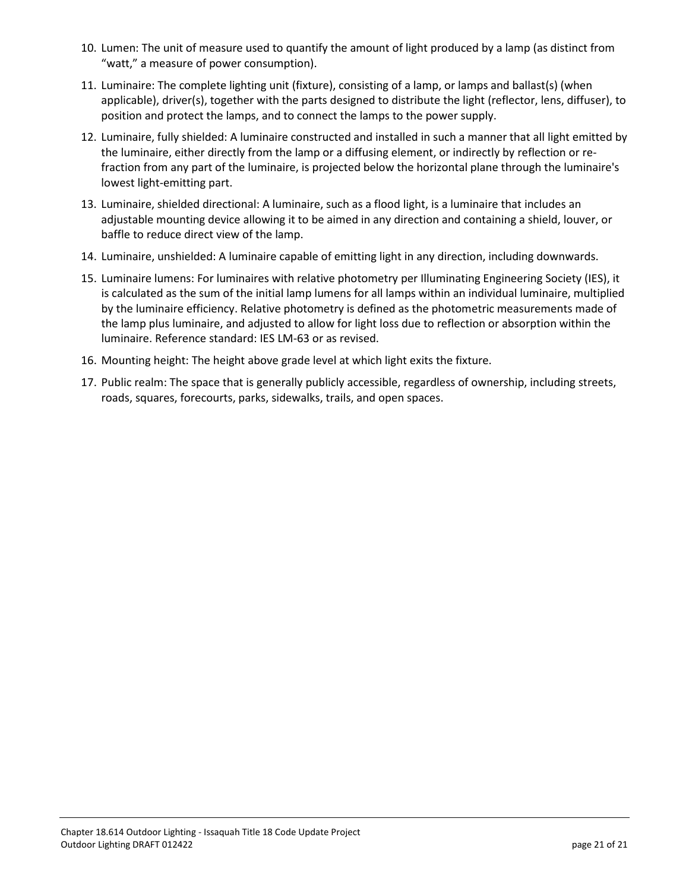10. Lumen: The unit of measure used to quantify the amount of light produced by a lamp (as distinct from "watt," a measure of power consumption).

11. Luminaire: The complete lighting unit (fixture), consisting of a lamp, or lamps and ballast(s) (when applicable), driver(s), together with the parts designed to distribute the light (reflector, lens, diffuser), to position and protect the lamps, and to connect the lamps to the power supply.

12. Luminaire, fully shielded: A luminaire constructed and installed in such a manner that all light emitted by the luminaire, either directly from the lamp or a diffusing element, or indirectly by reflection or re-fraction from any part of the luminaire, is projected below the horizontal plane through the luminaire's lowest light-emitting part.

13. Luminaire, shielded directional: A luminaire, such as a flood light, is a luminaire that includes an adjustable mounting device allowing it to be aimed in any direction and containing a shield, louver, or baffle to reduce direct view of the lamp.

14. Luminaire, unshielded: A luminaire capable of emitting light in any direction, including downwards.

15. Luminaire lumens: For luminaires with relative photometry per Illuminating Engineering Society (IES), it is calculated as the sum of the initial lamp lumens for all lamps within an individual luminaire, multiplied by the luminaire efficiency. Relative photometry is defined as the photometric measurements made of the lamp plus luminaire, and adjusted to allow for light loss due to reflection or absorption within the luminaire. Reference standard: IES LM-63 or as revised.

16. Mounting height: The height above grade level at which light exits the fixture.

17. Public realm: The space that is generally publicly accessible, regardless of ownership, including streets, roads, squares, forecourts, parks, sidewalks, trails, and open spaces.